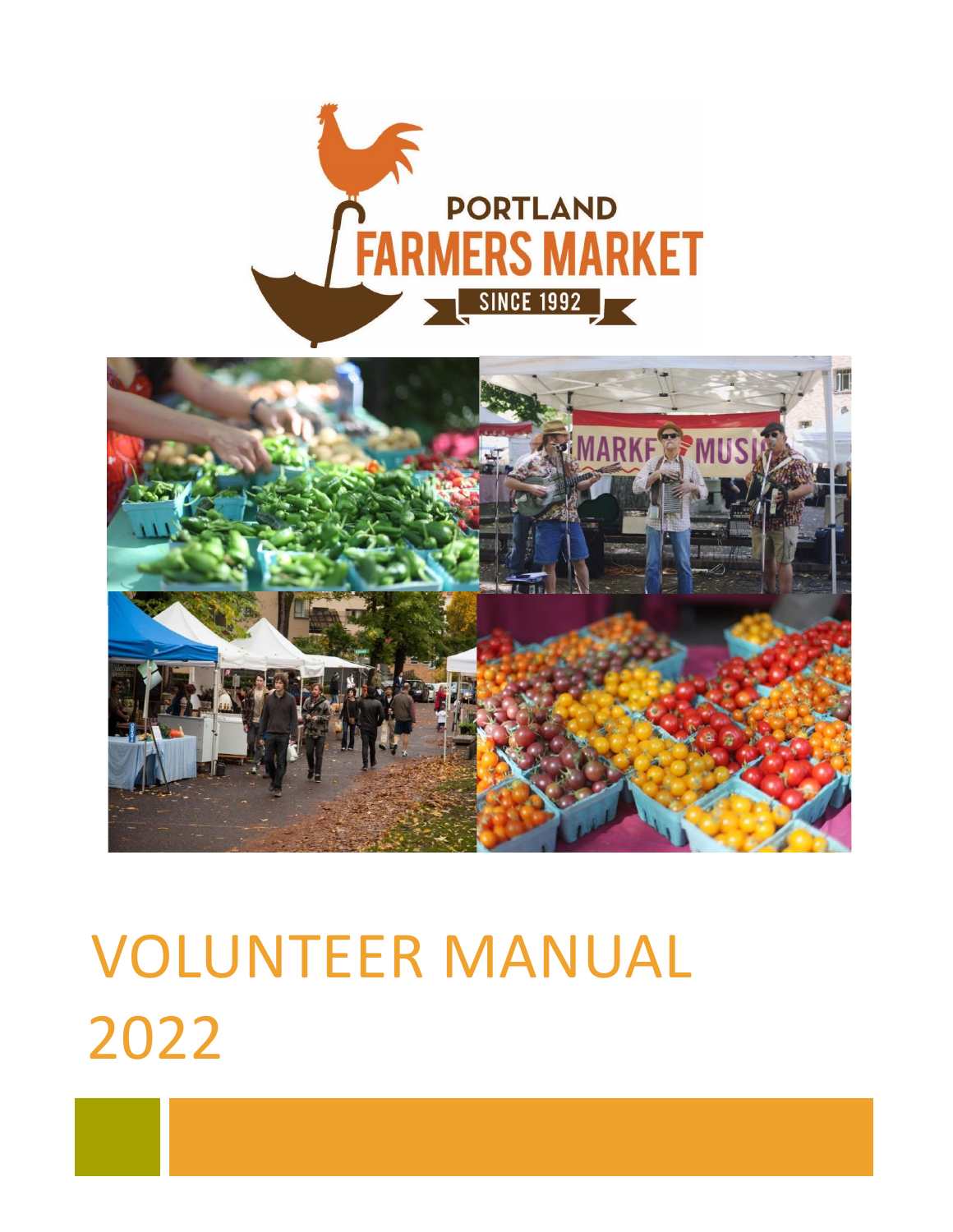# VOLUNTEER MANUAL 2022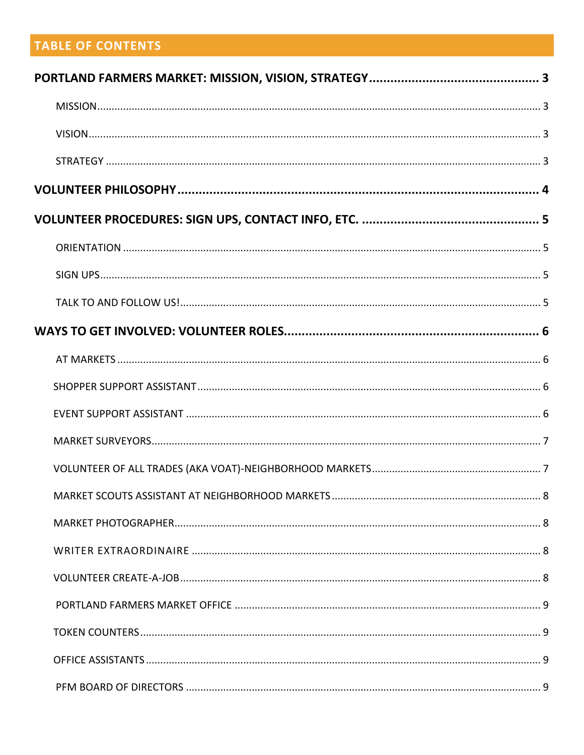## TABLE OF CONTENTS

**PORTLAND FARMERS MARKET: MISSION, VISION, STRATEGY** ..... 3

- MISSION ..... 3
- VISION ..... 3
- STRATEGY ..... 3

**VOLUNTEER PHILOSOPHY** ..... 4

**VOLUNTEER PROCEDURES: SIGN UPS, CONTACT INFO, ETC.** ..... 5

- ORIENTATION ..... 5
- SIGN UPS ..... 5
- TALK TO AND FOLLOW US! ..... 5

**WAYS TO GET INVOLVED: VOLUNTEER ROLES** ..... 6

- AT MARKETS ..... 6
- SHOPPER SUPPORT ASSISTANT ..... 6
- EVENT SUPPORT ASSISTANT ..... 6
- MARKET SURVEYORS ..... 7
- VOLUNTEER OF ALL TRADES (AKA VOAT)-NEIGHBORHOOD MARKETS ..... 7
- MARKET SCOUTS ASSISTANT AT NEIGHBORHOOD MARKETS ..... 8
- MARKET PHOTOGRAPHER ..... 8
- WRITER EXTRAORDINAIRE ..... 8
- VOLUNTEER CREATE-A-JOB ..... 8
- PORTLAND FARMERS MARKET OFFICE ..... 9
- TOKEN COUNTERS ..... 9
- OFFICE ASSISTANTS ..... 9
- PFM BOARD OF DIRECTORS ..... 9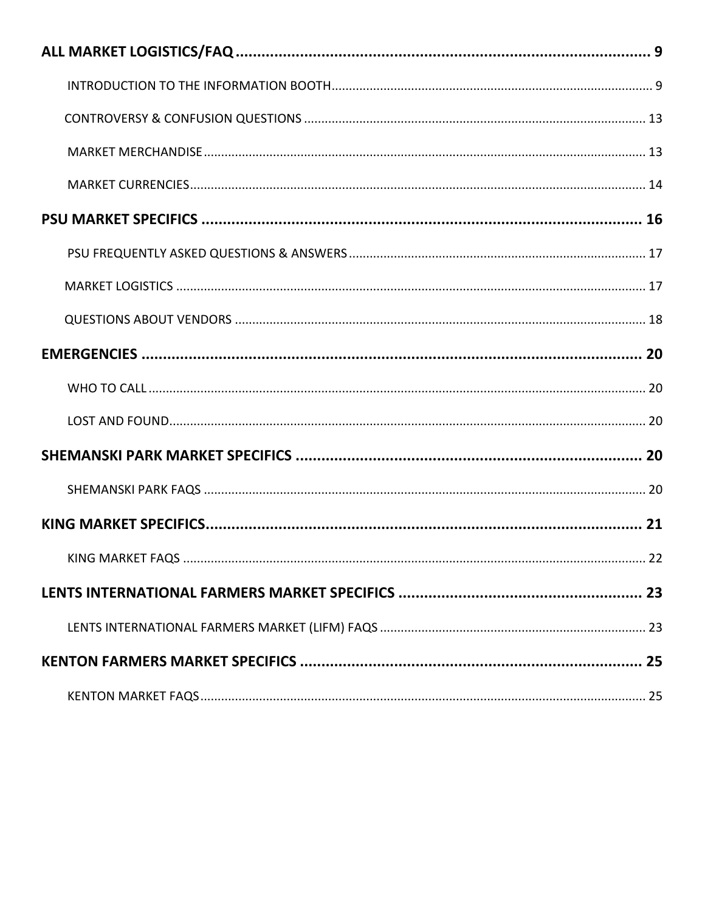**ALL MARKET LOGISTICS/FAQ** ........................................ 9

INTRODUCTION TO THE INFORMATION BOOTH ........................................ 9

CONTROVERSY & CONFUSION QUESTIONS ........................................ 13

MARKET MERCHANDISE ........................................ 13

MARKET CURRENCIES ........................................ 14

**PSU MARKET SPECIFICS** ........................................ 16

PSU FREQUENTLY ASKED QUESTIONS & ANSWERS ........................................ 17

MARKET LOGISTICS ........................................ 17

QUESTIONS ABOUT VENDORS ........................................ 18

**EMERGENCIES** ........................................ 20

WHO TO CALL ........................................ 20

LOST AND FOUND ........................................ 20

**SHEMANSKI PARK MARKET SPECIFICS** ........................................ 20

SHEMANSKI PARK FAQS ........................................ 20

**KING MARKET SPECIFICS** ........................................ 21

KING MARKET FAQS ........................................ 22

**LENTS INTERNATIONAL FARMERS MARKET SPECIFICS** ........................................ 23

LENTS INTERNATIONAL FARMERS MARKET (LIFM) FAQS ........................................ 23

**KENTON FARMERS MARKET SPECIFICS** ........................................ 25

KENTON MARKET FAQS ........................................ 25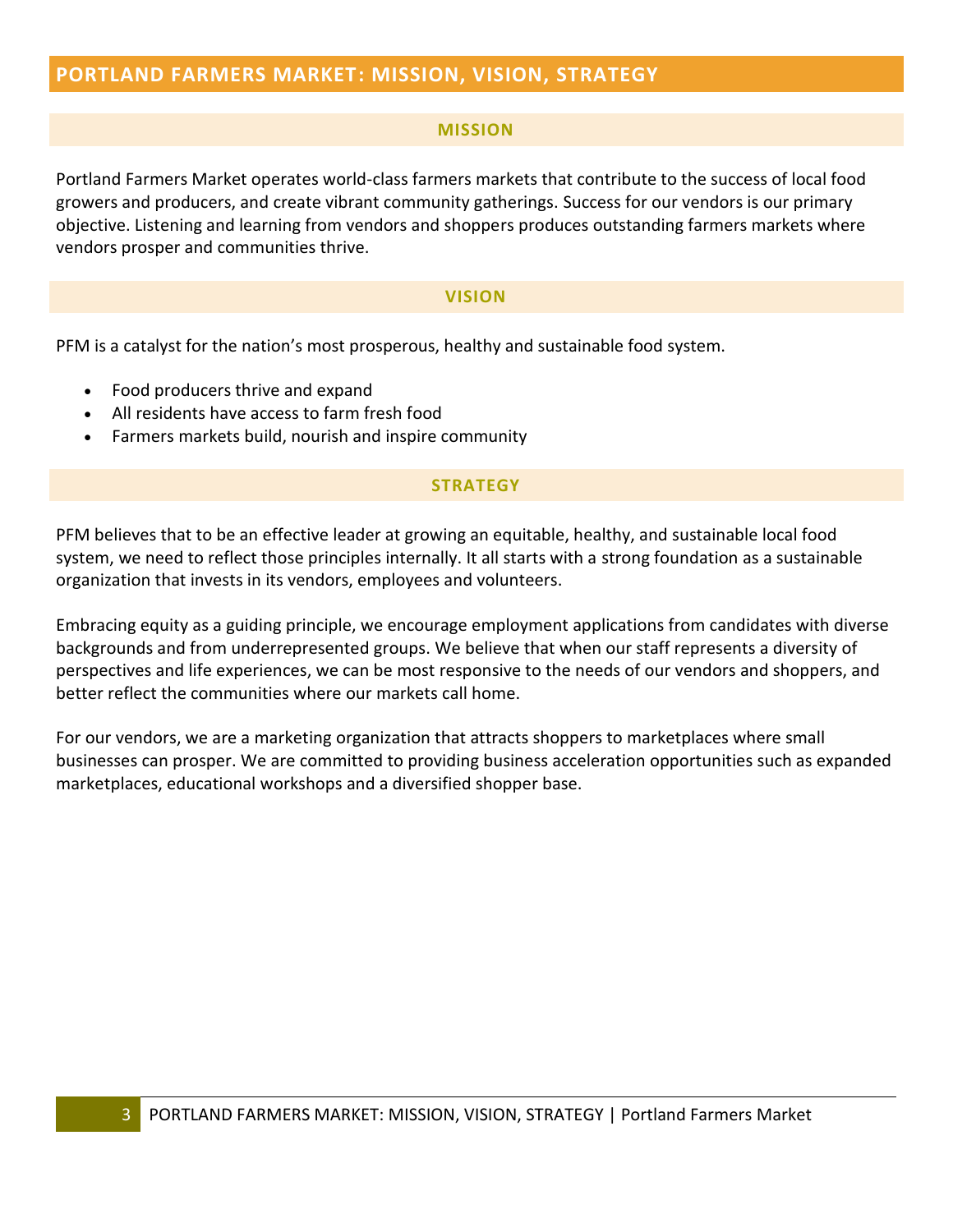# PORTLAND FARMERS MARKET: MISSION, VISION, STRATEGY

## MISSION

Portland Farmers Market operates world-class farmers markets that contribute to the success of local food growers and producers, and create vibrant community gatherings. Success for our vendors is our primary objective. Listening and learning from vendors and shoppers produces outstanding farmers markets where vendors prosper and communities thrive.

## VISION

PFM is a catalyst for the nation's most prosperous, healthy and sustainable food system.

- Food producers thrive and expand
- All residents have access to farm fresh food
- Farmers markets build, nourish and inspire community

## STRATEGY

PFM believes that to be an effective leader at growing an equitable, healthy, and sustainable local food system, we need to reflect those principles internally. It all starts with a strong foundation as a sustainable organization that invests in its vendors, employees and volunteers.

Embracing equity as a guiding principle, we encourage employment applications from candidates with diverse backgrounds and from underrepresented groups. We believe that when our staff represents a diversity of perspectives and life experiences, we can be most responsive to the needs of our vendors and shoppers, and better reflect the communities where our markets call home.

For our vendors, we are a marketing organization that attracts shoppers to marketplaces where small businesses can prosper. We are committed to providing business acceleration opportunities such as expanded marketplaces, educational workshops and a diversified shopper base.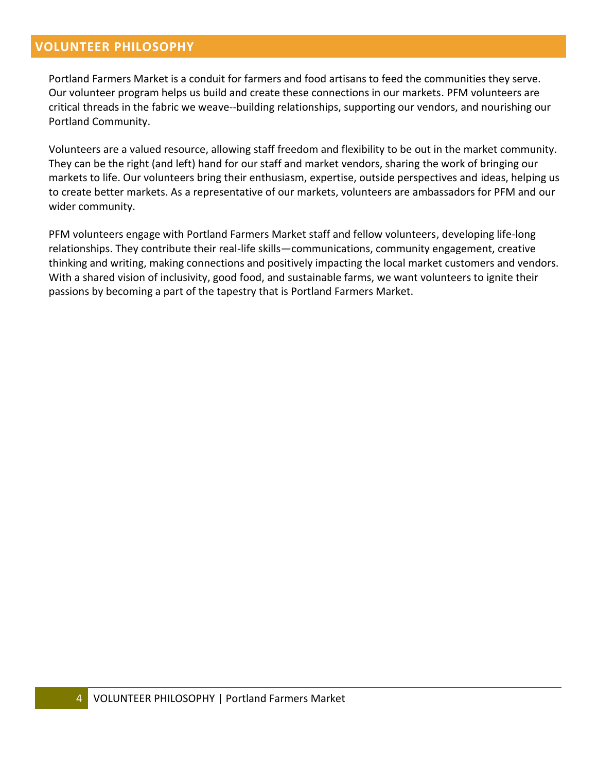## VOLUNTEER PHILOSOPHY

Portland Farmers Market is a conduit for farmers and food artisans to feed the communities they serve. Our volunteer program helps us build and create these connections in our markets. PFM volunteers are critical threads in the fabric we weave--building relationships, supporting our vendors, and nourishing our Portland Community.

Volunteers are a valued resource, allowing staff freedom and flexibility to be out in the market community. They can be the right (and left) hand for our staff and market vendors, sharing the work of bringing our markets to life. Our volunteers bring their enthusiasm, expertise, outside perspectives and ideas, helping us to create better markets. As a representative of our markets, volunteers are ambassadors for PFM and our wider community.

PFM volunteers engage with Portland Farmers Market staff and fellow volunteers, developing life-long relationships. They contribute their real-life skills—communications, community engagement, creative thinking and writing, making connections and positively impacting the local market customers and vendors. With a shared vision of inclusivity, good food, and sustainable farms, we want volunteers to ignite their passions by becoming a part of the tapestry that is Portland Farmers Market.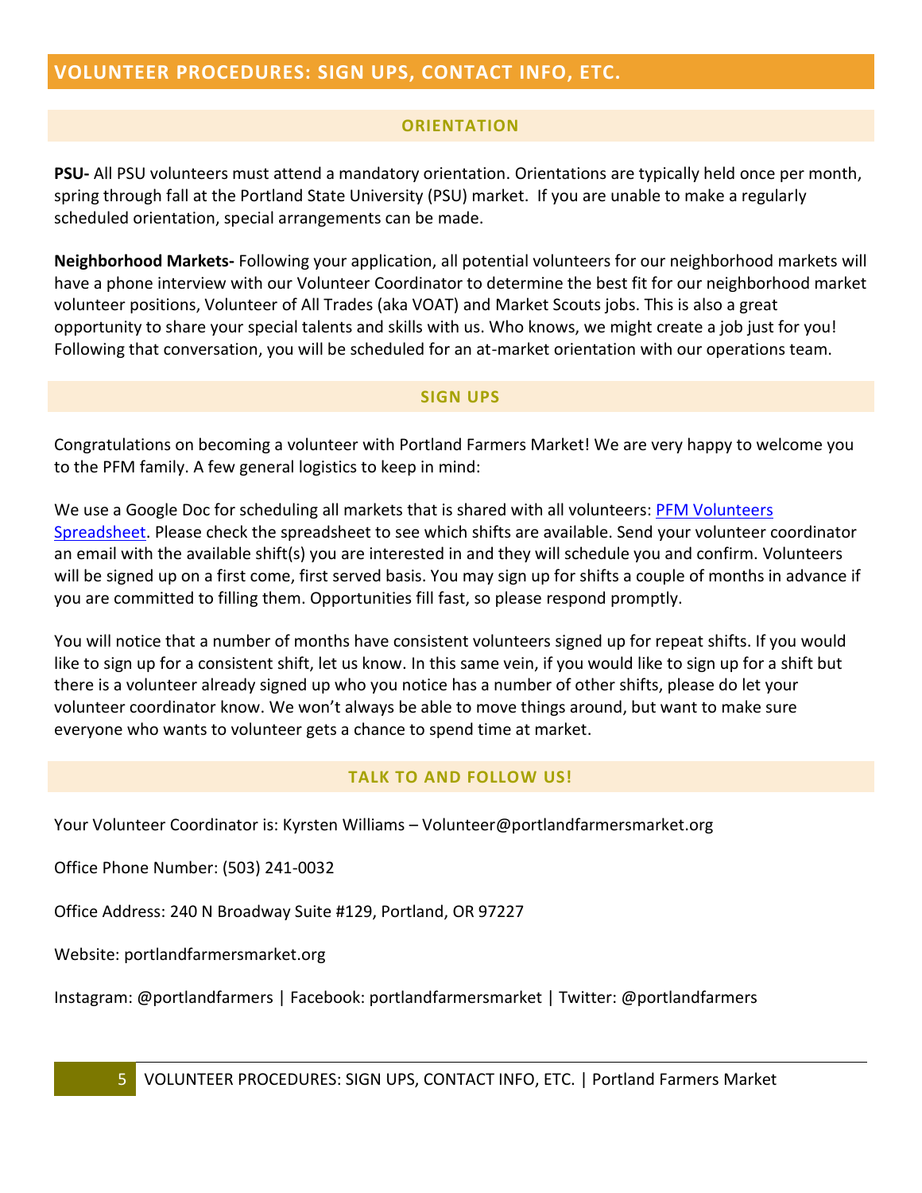## VOLUNTEER PROCEDURES: SIGN UPS, CONTACT INFO, ETC.

### ORIENTATION

**PSU-** All PSU volunteers must attend a mandatory orientation. Orientations are typically held once per month, spring through fall at the Portland State University (PSU) market. If you are unable to make a regularly scheduled orientation, special arrangements can be made.

**Neighborhood Markets-** Following your application, all potential volunteers for our neighborhood markets will have a phone interview with our Volunteer Coordinator to determine the best fit for our neighborhood market volunteer positions, Volunteer of All Trades (aka VOAT) and Market Scouts jobs. This is also a great opportunity to share your special talents and skills with us. Who knows, we might create a job just for you! Following that conversation, you will be scheduled for an at-market orientation with our operations team.

### SIGN UPS

Congratulations on becoming a volunteer with Portland Farmers Market! We are very happy to welcome you to the PFM family. A few general logistics to keep in mind:

We use a Google Doc for scheduling all markets that is shared with all volunteers: PFM Volunteers Spreadsheet. Please check the spreadsheet to see which shifts are available. Send your volunteer coordinator an email with the available shift(s) you are interested in and they will schedule you and confirm. Volunteers will be signed up on a first come, first served basis. You may sign up for shifts a couple of months in advance if you are committed to filling them. Opportunities fill fast, so please respond promptly.

You will notice that a number of months have consistent volunteers signed up for repeat shifts. If you would like to sign up for a consistent shift, let us know. In this same vein, if you would like to sign up for a shift but there is a volunteer already signed up who you notice has a number of other shifts, please do let your volunteer coordinator know. We won't always be able to move things around, but want to make sure everyone who wants to volunteer gets a chance to spend time at market.

### TALK TO AND FOLLOW US!

Your Volunteer Coordinator is: Kyrsten Williams – Volunteer@portlandfarmersmarket.org

Office Phone Number: (503) 241-0032

Office Address: 240 N Broadway Suite #129, Portland, OR 97227

Website: portlandfarmersmarket.org

Instagram: @portlandfarmers | Facebook: portlandfarmersmarket | Twitter: @portlandfarmers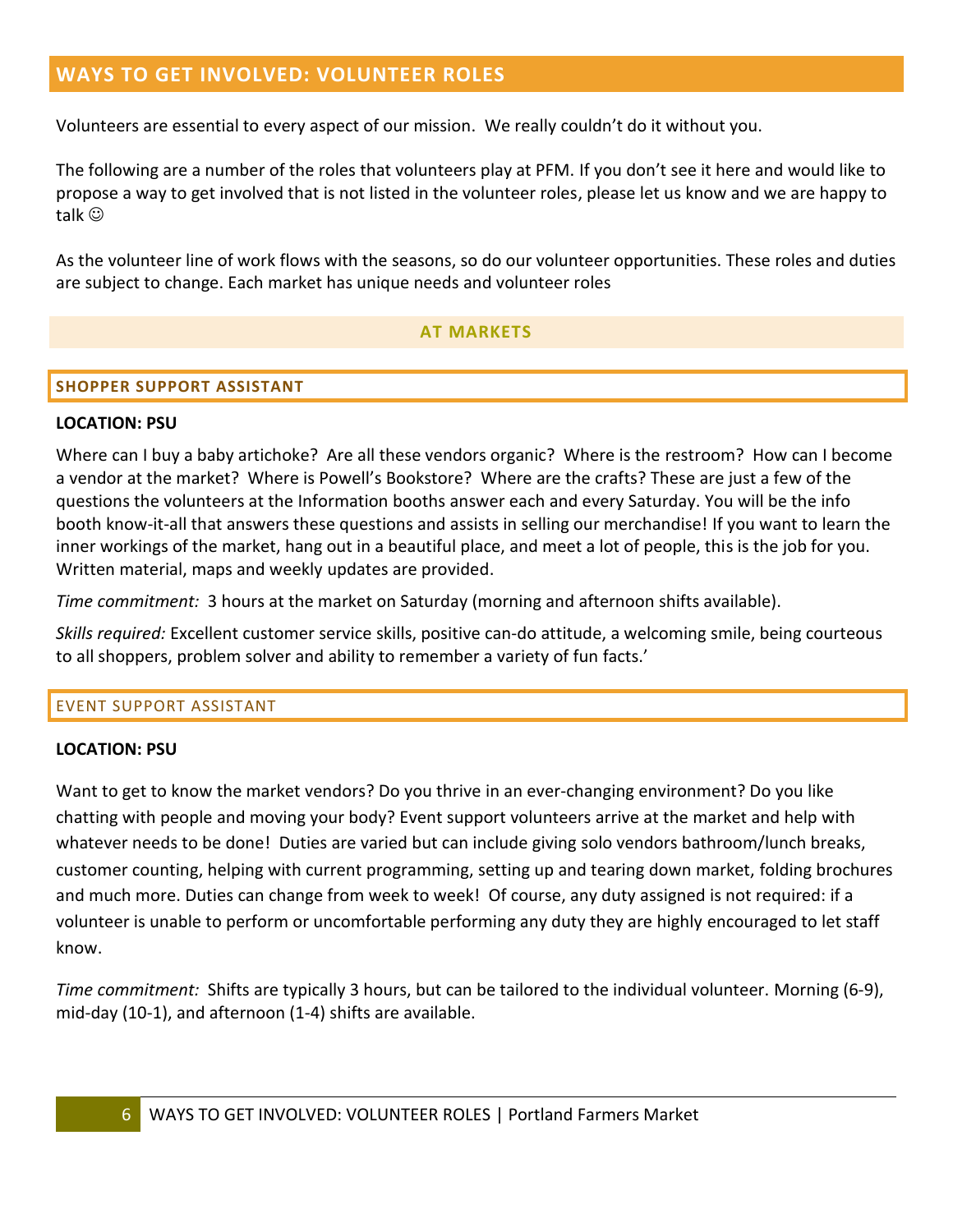## WAYS TO GET INVOLVED: VOLUNTEER ROLES

Volunteers are essential to every aspect of our mission. We really couldn't do it without you.

The following are a number of the roles that volunteers play at PFM. If you don't see it here and would like to propose a way to get involved that is not listed in the volunteer roles, please let us know and we are happy to talk ☺

As the volunteer line of work flows with the seasons, so do our volunteer opportunities. These roles and duties are subject to change. Each market has unique needs and volunteer roles

### AT MARKETS

#### SHOPPER SUPPORT ASSISTANT

**LOCATION: PSU**

Where can I buy a baby artichoke? Are all these vendors organic? Where is the restroom? How can I become a vendor at the market? Where is Powell's Bookstore? Where are the crafts? These are just a few of the questions the volunteers at the Information booths answer each and every Saturday. You will be the info booth know-it-all that answers these questions and assists in selling our merchandise! If you want to learn the inner workings of the market, hang out in a beautiful place, and meet a lot of people, this is the job for you. Written material, maps and weekly updates are provided.

*Time commitment:* 3 hours at the market on Saturday (morning and afternoon shifts available).

*Skills required:* Excellent customer service skills, positive can-do attitude, a welcoming smile, being courteous to all shoppers, problem solver and ability to remember a variety of fun facts.'

#### EVENT SUPPORT ASSISTANT

**LOCATION: PSU**

Want to get to know the market vendors? Do you thrive in an ever-changing environment? Do you like chatting with people and moving your body? Event support volunteers arrive at the market and help with whatever needs to be done! Duties are varied but can include giving solo vendors bathroom/lunch breaks, customer counting, helping with current programming, setting up and tearing down market, folding brochures and much more. Duties can change from week to week! Of course, any duty assigned is not required: if a volunteer is unable to perform or uncomfortable performing any duty they are highly encouraged to let staff know.

*Time commitment:* Shifts are typically 3 hours, but can be tailored to the individual volunteer. Morning (6-9), mid-day (10-1), and afternoon (1-4) shifts are available.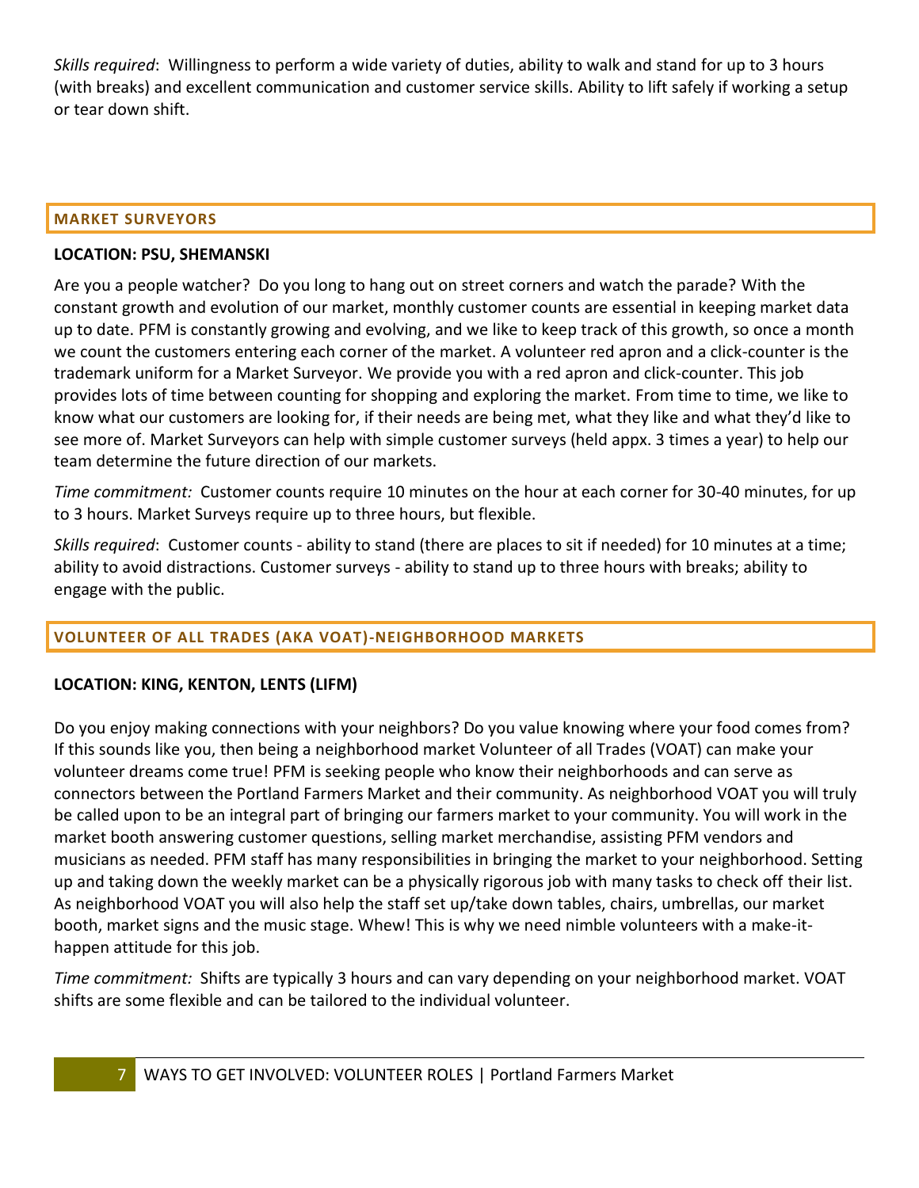*Skills required*: Willingness to perform a wide variety of duties, ability to walk and stand for up to 3 hours (with breaks) and excellent communication and customer service skills. Ability to lift safely if working a setup or tear down shift.

## MARKET SURVEYORS

**LOCATION: PSU, SHEMANSKI**

Are you a people watcher? Do you long to hang out on street corners and watch the parade? With the constant growth and evolution of our market, monthly customer counts are essential in keeping market data up to date. PFM is constantly growing and evolving, and we like to keep track of this growth, so once a month we count the customers entering each corner of the market. A volunteer red apron and a click-counter is the trademark uniform for a Market Surveyor. We provide you with a red apron and click-counter. This job provides lots of time between counting for shopping and exploring the market. From time to time, we like to know what our customers are looking for, if their needs are being met, what they like and what they'd like to see more of. Market Surveyors can help with simple customer surveys (held appx. 3 times a year) to help our team determine the future direction of our markets.

*Time commitment:* Customer counts require 10 minutes on the hour at each corner for 30-40 minutes, for up to 3 hours. Market Surveys require up to three hours, but flexible.

*Skills required*: Customer counts - ability to stand (there are places to sit if needed) for 10 minutes at a time; ability to avoid distractions. Customer surveys - ability to stand up to three hours with breaks; ability to engage with the public.

## VOLUNTEER OF ALL TRADES (AKA VOAT)-NEIGHBORHOOD MARKETS

**LOCATION: KING, KENTON, LENTS (LIFM)**

Do you enjoy making connections with your neighbors? Do you value knowing where your food comes from? If this sounds like you, then being a neighborhood market Volunteer of all Trades (VOAT) can make your volunteer dreams come true! PFM is seeking people who know their neighborhoods and can serve as connectors between the Portland Farmers Market and their community. As neighborhood VOAT you will truly be called upon to be an integral part of bringing our farmers market to your community. You will work in the market booth answering customer questions, selling market merchandise, assisting PFM vendors and musicians as needed. PFM staff has many responsibilities in bringing the market to your neighborhood. Setting up and taking down the weekly market can be a physically rigorous job with many tasks to check off their list. As neighborhood VOAT you will also help the staff set up/take down tables, chairs, umbrellas, our market booth, market signs and the music stage. Whew! This is why we need nimble volunteers with a make-it-happen attitude for this job.

*Time commitment:* Shifts are typically 3 hours and can vary depending on your neighborhood market. VOAT shifts are some flexible and can be tailored to the individual volunteer.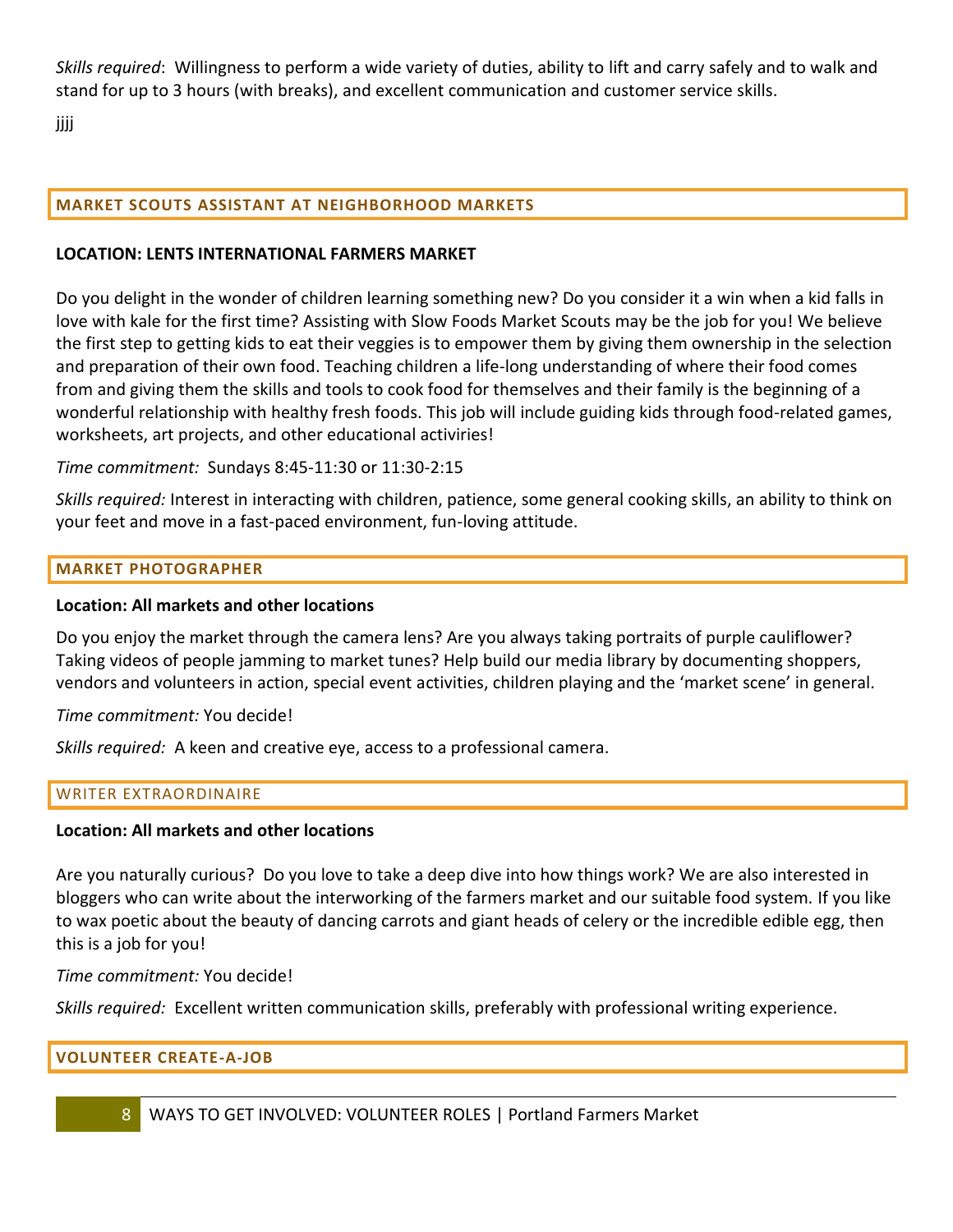*Skills required*: Willingness to perform a wide variety of duties, ability to lift and carry safely and to walk and stand for up to 3 hours (with breaks), and excellent communication and customer service skills.

jjjj

## MARKET SCOUTS ASSISTANT AT NEIGHBORHOOD MARKETS

**LOCATION: LENTS INTERNATIONAL FARMERS MARKET**

Do you delight in the wonder of children learning something new? Do you consider it a win when a kid falls in love with kale for the first time? Assisting with Slow Foods Market Scouts may be the job for you! We believe the first step to getting kids to eat their veggies is to empower them by giving them ownership in the selection and preparation of their own food. Teaching children a life-long understanding of where their food comes from and giving them the skills and tools to cook food for themselves and their family is the beginning of a wonderful relationship with healthy fresh foods. This job will include guiding kids through food-related games, worksheets, art projects, and other educational activiries!

*Time commitment:* Sundays 8:45-11:30 or 11:30-2:15

*Skills required:* Interest in interacting with children, patience, some general cooking skills, an ability to think on your feet and move in a fast-paced environment, fun-loving attitude.

## MARKET PHOTOGRAPHER

**Location: All markets and other locations**

Do you enjoy the market through the camera lens? Are you always taking portraits of purple cauliflower? Taking videos of people jamming to market tunes? Help build our media library by documenting shoppers, vendors and volunteers in action, special event activities, children playing and the 'market scene' in general.

*Time commitment:* You decide!

*Skills required:* A keen and creative eye, access to a professional camera.

## WRITER EXTRAORDINAIRE

**Location: All markets and other locations**

Are you naturally curious? Do you love to take a deep dive into how things work? We are also interested in bloggers who can write about the interworking of the farmers market and our suitable food system. If you like to wax poetic about the beauty of dancing carrots and giant heads of celery or the incredible edible egg, then this is a job for you!

*Time commitment:* You decide!

*Skills required:* Excellent written communication skills, preferably with professional writing experience.

## VOLUNTEER CREATE-A-JOB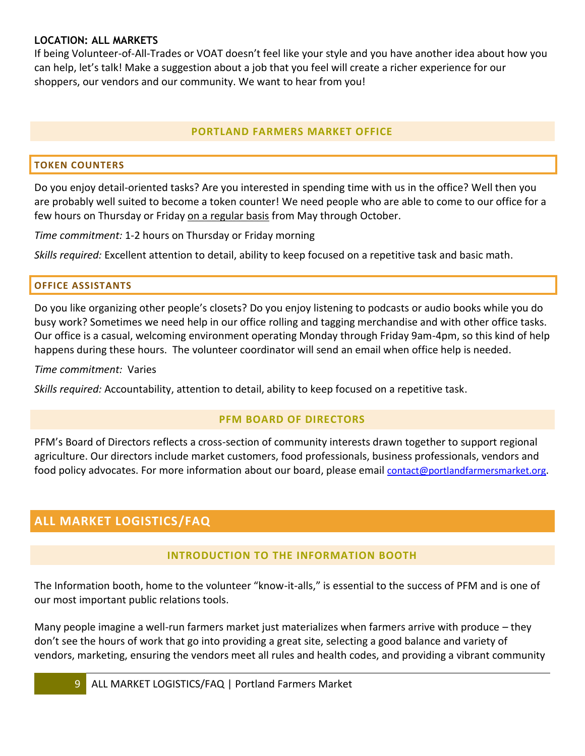**LOCATION: ALL MARKETS**

If being Volunteer-of-All-Trades or VOAT doesn't feel like your style and you have another idea about how you can help, let's talk! Make a suggestion about a job that you feel will create a richer experience for our shoppers, our vendors and our community. We want to hear from you!

### PORTLAND FARMERS MARKET OFFICE

#### TOKEN COUNTERS

Do you enjoy detail-oriented tasks? Are you interested in spending time with us in the office? Well then you are probably well suited to become a token counter! We need people who are able to come to our office for a few hours on Thursday or Friday on a regular basis from May through October.

*Time commitment:* 1-2 hours on Thursday or Friday morning

*Skills required:* Excellent attention to detail, ability to keep focused on a repetitive task and basic math.

#### OFFICE ASSISTANTS

Do you like organizing other people's closets? Do you enjoy listening to podcasts or audio books while you do busy work? Sometimes we need help in our office rolling and tagging merchandise and with other office tasks. Our office is a casual, welcoming environment operating Monday through Friday 9am-4pm, so this kind of help happens during these hours. The volunteer coordinator will send an email when office help is needed.

*Time commitment:* Varies

*Skills required:* Accountability, attention to detail, ability to keep focused on a repetitive task.

### PFM BOARD OF DIRECTORS

PFM's Board of Directors reflects a cross-section of community interests drawn together to support regional agriculture. Our directors include market customers, food professionals, business professionals, vendors and food policy advocates. For more information about our board, please email contact@portlandfarmersmarket.org.

## ALL MARKET LOGISTICS/FAQ

### INTRODUCTION TO THE INFORMATION BOOTH

The Information booth, home to the volunteer "know-it-alls," is essential to the success of PFM and is one of our most important public relations tools.

Many people imagine a well-run farmers market just materializes when farmers arrive with produce – they don't see the hours of work that go into providing a great site, selecting a good balance and variety of vendors, marketing, ensuring the vendors meet all rules and health codes, and providing a vibrant community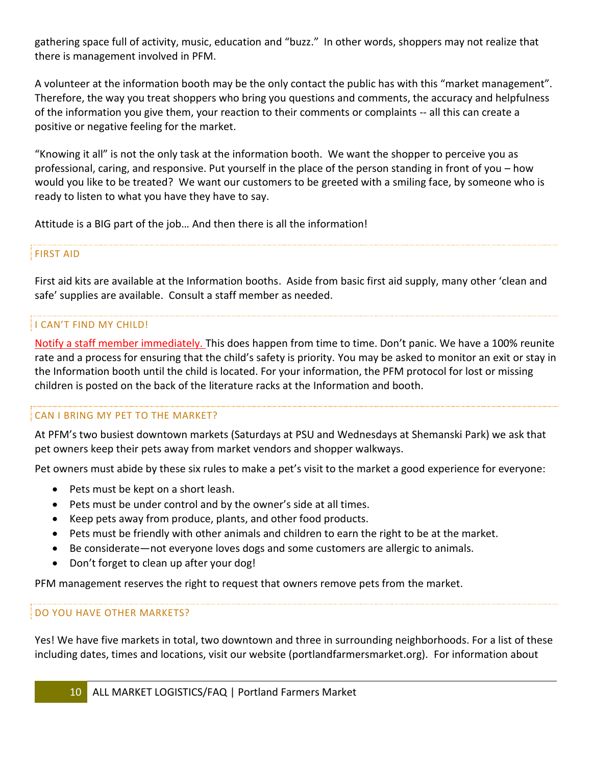gathering space full of activity, music, education and "buzz." In other words, shoppers may not realize that there is management involved in PFM.

A volunteer at the information booth may be the only contact the public has with this "market management". Therefore, the way you treat shoppers who bring you questions and comments, the accuracy and helpfulness of the information you give them, your reaction to their comments or complaints -- all this can create a positive or negative feeling for the market.

"Knowing it all" is not the only task at the information booth. We want the shopper to perceive you as professional, caring, and responsive. Put yourself in the place of the person standing in front of you – how would you like to be treated? We want our customers to be greeted with a smiling face, by someone who is ready to listen to what you have they have to say.

Attitude is a BIG part of the job… And then there is all the information!

## FIRST AID

First aid kits are available at the Information booths. Aside from basic first aid supply, many other 'clean and safe' supplies are available. Consult a staff member as needed.

## I CAN'T FIND MY CHILD!

Notify a staff member immediately. This does happen from time to time. Don't panic. We have a 100% reunite rate and a process for ensuring that the child's safety is priority. You may be asked to monitor an exit or stay in the Information booth until the child is located. For your information, the PFM protocol for lost or missing children is posted on the back of the literature racks at the Information and booth.

## CAN I BRING MY PET TO THE MARKET?

At PFM's two busiest downtown markets (Saturdays at PSU and Wednesdays at Shemanski Park) we ask that pet owners keep their pets away from market vendors and shopper walkways.

Pet owners must abide by these six rules to make a pet's visit to the market a good experience for everyone:

- Pets must be kept on a short leash.
- Pets must be under control and by the owner's side at all times.
- Keep pets away from produce, plants, and other food products.
- Pets must be friendly with other animals and children to earn the right to be at the market.
- Be considerate—not everyone loves dogs and some customers are allergic to animals.
- Don't forget to clean up after your dog!

PFM management reserves the right to request that owners remove pets from the market.

## DO YOU HAVE OTHER MARKETS?

Yes! We have five markets in total, two downtown and three in surrounding neighborhoods. For a list of these including dates, times and locations, visit our website (portlandfarmersmarket.org). For information about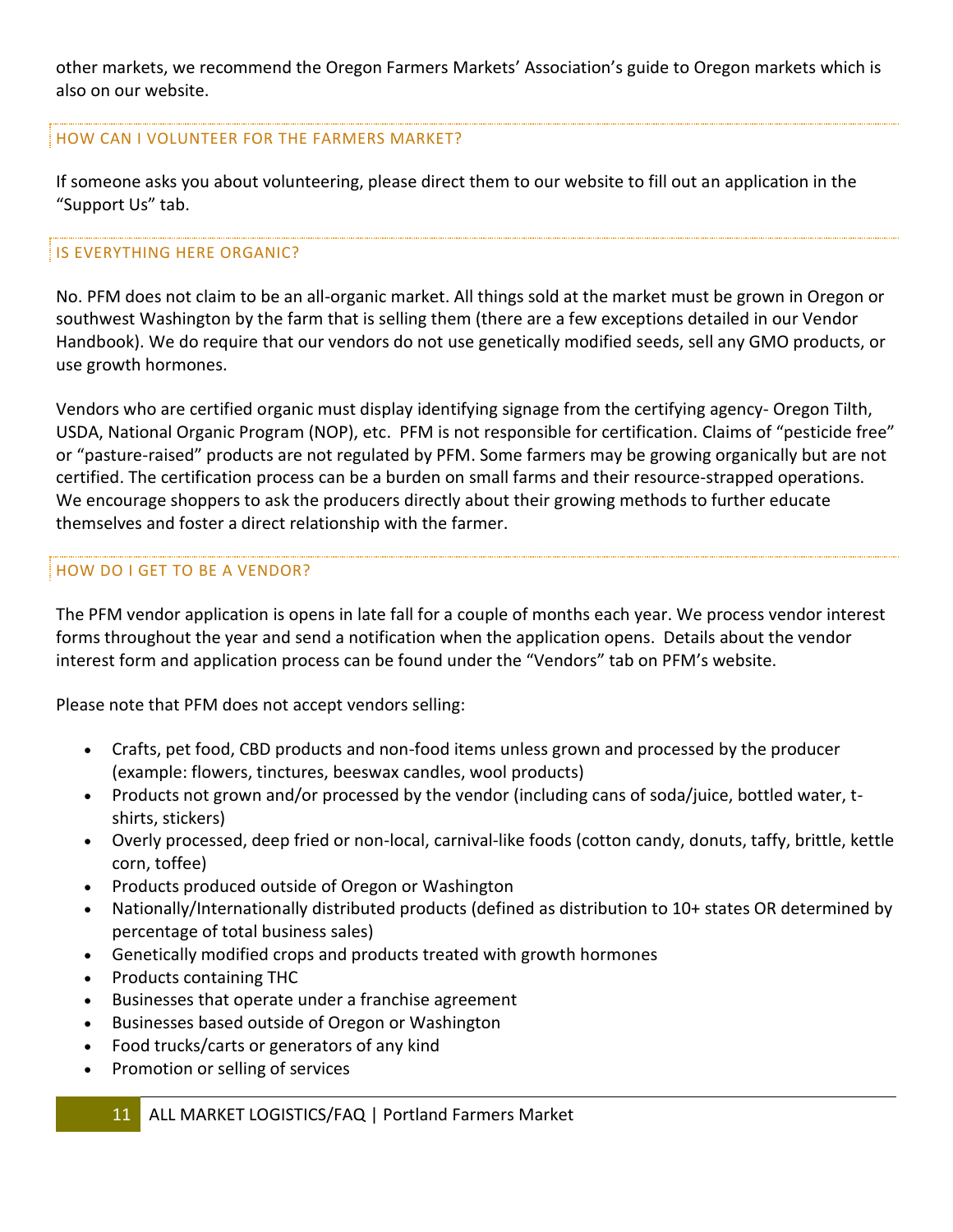other markets, we recommend the Oregon Farmers Markets' Association's guide to Oregon markets which is also on our website.

## HOW CAN I VOLUNTEER FOR THE FARMERS MARKET?

If someone asks you about volunteering, please direct them to our website to fill out an application in the "Support Us" tab.

## IS EVERYTHING HERE ORGANIC?

No. PFM does not claim to be an all-organic market. All things sold at the market must be grown in Oregon or southwest Washington by the farm that is selling them (there are a few exceptions detailed in our Vendor Handbook). We do require that our vendors do not use genetically modified seeds, sell any GMO products, or use growth hormones.

Vendors who are certified organic must display identifying signage from the certifying agency- Oregon Tilth, USDA, National Organic Program (NOP), etc. PFM is not responsible for certification. Claims of "pesticide free" or "pasture-raised" products are not regulated by PFM. Some farmers may be growing organically but are not certified. The certification process can be a burden on small farms and their resource-strapped operations. We encourage shoppers to ask the producers directly about their growing methods to further educate themselves and foster a direct relationship with the farmer.

## HOW DO I GET TO BE A VENDOR?

The PFM vendor application is opens in late fall for a couple of months each year. We process vendor interest forms throughout the year and send a notification when the application opens. Details about the vendor interest form and application process can be found under the "Vendors" tab on PFM's website.

Please note that PFM does not accept vendors selling:

- Crafts, pet food, CBD products and non-food items unless grown and processed by the producer (example: flowers, tinctures, beeswax candles, wool products)
- Products not grown and/or processed by the vendor (including cans of soda/juice, bottled water, t-shirts, stickers)
- Overly processed, deep fried or non-local, carnival-like foods (cotton candy, donuts, taffy, brittle, kettle corn, toffee)
- Products produced outside of Oregon or Washington
- Nationally/Internationally distributed products (defined as distribution to 10+ states OR determined by percentage of total business sales)
- Genetically modified crops and products treated with growth hormones
- Products containing THC
- Businesses that operate under a franchise agreement
- Businesses based outside of Oregon or Washington
- Food trucks/carts or generators of any kind
- Promotion or selling of services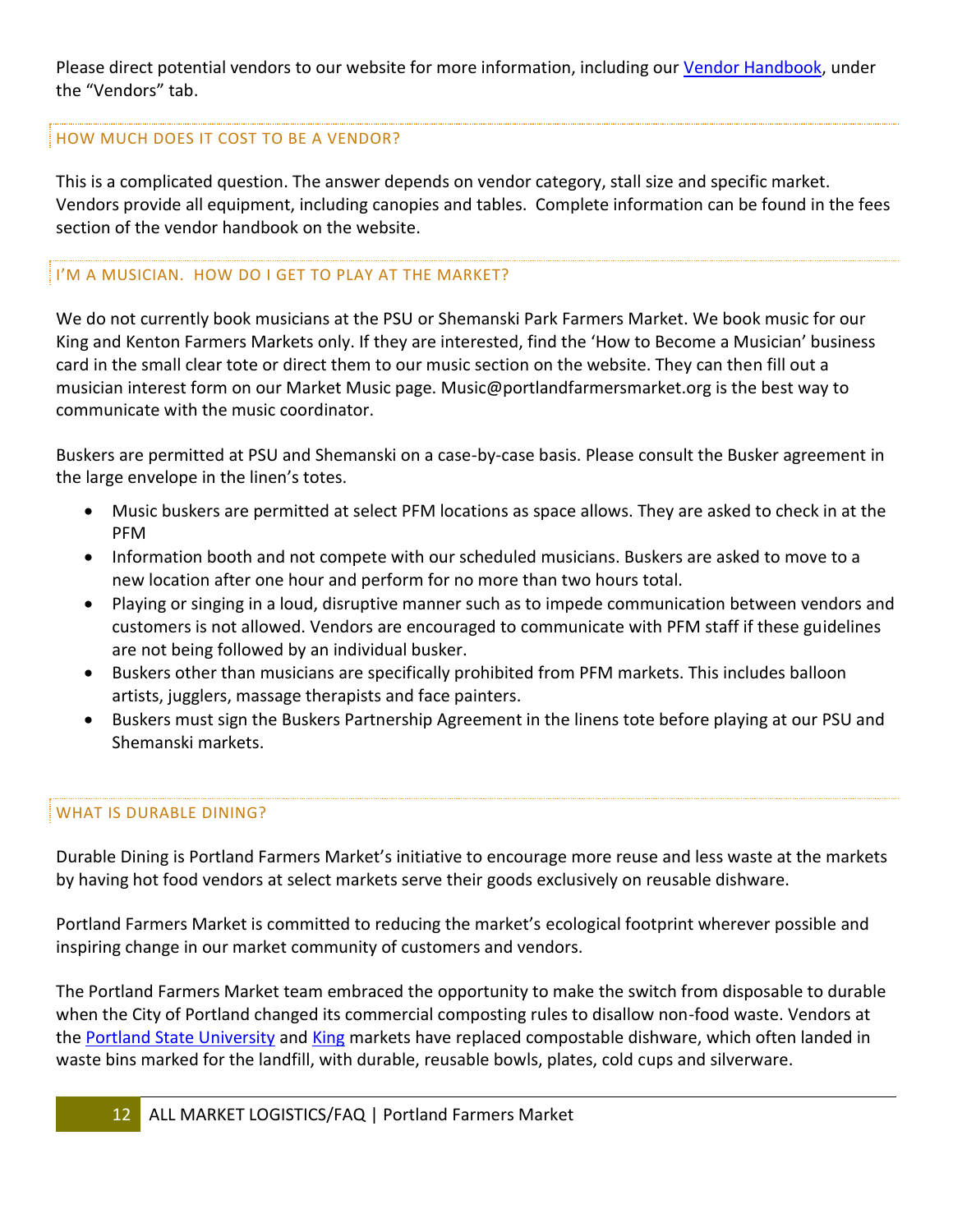Please direct potential vendors to our website for more information, including our [Vendor Handbook](), under the "Vendors" tab.

## HOW MUCH DOES IT COST TO BE A VENDOR?

This is a complicated question. The answer depends on vendor category, stall size and specific market. Vendors provide all equipment, including canopies and tables. Complete information can be found in the fees section of the vendor handbook on the website.

## I'M A MUSICIAN. HOW DO I GET TO PLAY AT THE MARKET?

We do not currently book musicians at the PSU or Shemanski Park Farmers Market. We book music for our King and Kenton Farmers Markets only. If they are interested, find the 'How to Become a Musician' business card in the small clear tote or direct them to our music section on the website. They can then fill out a musician interest form on our Market Music page. Music@portlandfarmersmarket.org is the best way to communicate with the music coordinator.

Buskers are permitted at PSU and Shemanski on a case-by-case basis. Please consult the Busker agreement in the large envelope in the linen's totes.

- Music buskers are permitted at select PFM locations as space allows. They are asked to check in at the PFM
- Information booth and not compete with our scheduled musicians. Buskers are asked to move to a new location after one hour and perform for no more than two hours total.
- Playing or singing in a loud, disruptive manner such as to impede communication between vendors and customers is not allowed. Vendors are encouraged to communicate with PFM staff if these guidelines are not being followed by an individual busker.
- Buskers other than musicians are specifically prohibited from PFM markets. This includes balloon artists, jugglers, massage therapists and face painters.
- Buskers must sign the Buskers Partnership Agreement in the linens tote before playing at our PSU and Shemanski markets.

## WHAT IS DURABLE DINING?

Durable Dining is Portland Farmers Market's initiative to encourage more reuse and less waste at the markets by having hot food vendors at select markets serve their goods exclusively on reusable dishware.

Portland Farmers Market is committed to reducing the market's ecological footprint wherever possible and inspiring change in our market community of customers and vendors.

The Portland Farmers Market team embraced the opportunity to make the switch from disposable to durable when the City of Portland changed its commercial composting rules to disallow non-food waste. Vendors at the [Portland State University]() and [King]() markets have replaced compostable dishware, which often landed in waste bins marked for the landfill, with durable, reusable bowls, plates, cold cups and silverware.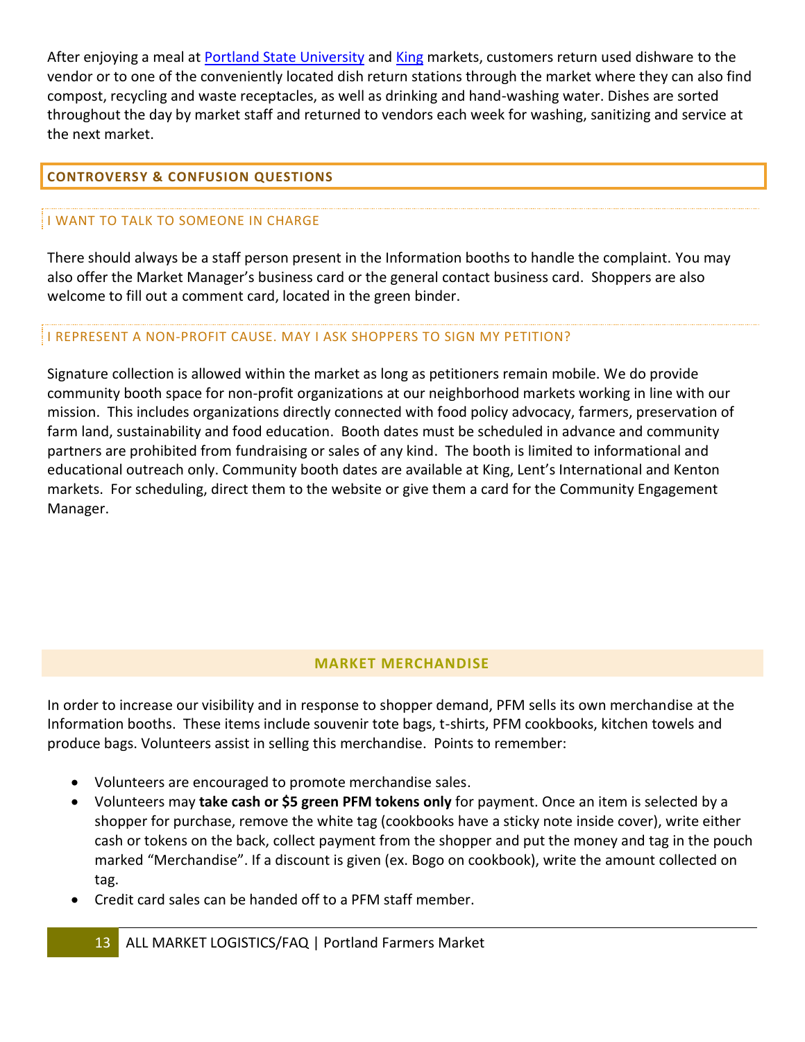After enjoying a meal at [Portland State University] and [King] markets, customers return used dishware to the vendor or to one of the conveniently located dish return stations through the market where they can also find compost, recycling and waste receptacles, as well as drinking and hand-washing water. Dishes are sorted throughout the day by market staff and returned to vendors each week for washing, sanitizing and service at the next market.

## CONTROVERSY & CONFUSION QUESTIONS

### I WANT TO TALK TO SOMEONE IN CHARGE

There should always be a staff person present in the Information booths to handle the complaint. You may also offer the Market Manager's business card or the general contact business card. Shoppers are also welcome to fill out a comment card, located in the green binder.

### I REPRESENT A NON-PROFIT CAUSE. MAY I ASK SHOPPERS TO SIGN MY PETITION?

Signature collection is allowed within the market as long as petitioners remain mobile. We do provide community booth space for non-profit organizations at our neighborhood markets working in line with our mission. This includes organizations directly connected with food policy advocacy, farmers, preservation of farm land, sustainability and food education. Booth dates must be scheduled in advance and community partners are prohibited from fundraising or sales of any kind. The booth is limited to informational and educational outreach only. Community booth dates are available at King, Lent's International and Kenton markets. For scheduling, direct them to the website or give them a card for the Community Engagement Manager.

## MARKET MERCHANDISE

In order to increase our visibility and in response to shopper demand, PFM sells its own merchandise at the Information booths. These items include souvenir tote bags, t-shirts, PFM cookbooks, kitchen towels and produce bags. Volunteers assist in selling this merchandise. Points to remember:

- Volunteers are encouraged to promote merchandise sales.
- Volunteers may **take cash or $5 green PFM tokens only** for payment. Once an item is selected by a shopper for purchase, remove the white tag (cookbooks have a sticky note inside cover), write either cash or tokens on the back, collect payment from the shopper and put the money and tag in the pouch marked "Merchandise". If a discount is given (ex. Bogo on cookbook), write the amount collected on tag.
- Credit card sales can be handed off to a PFM staff member.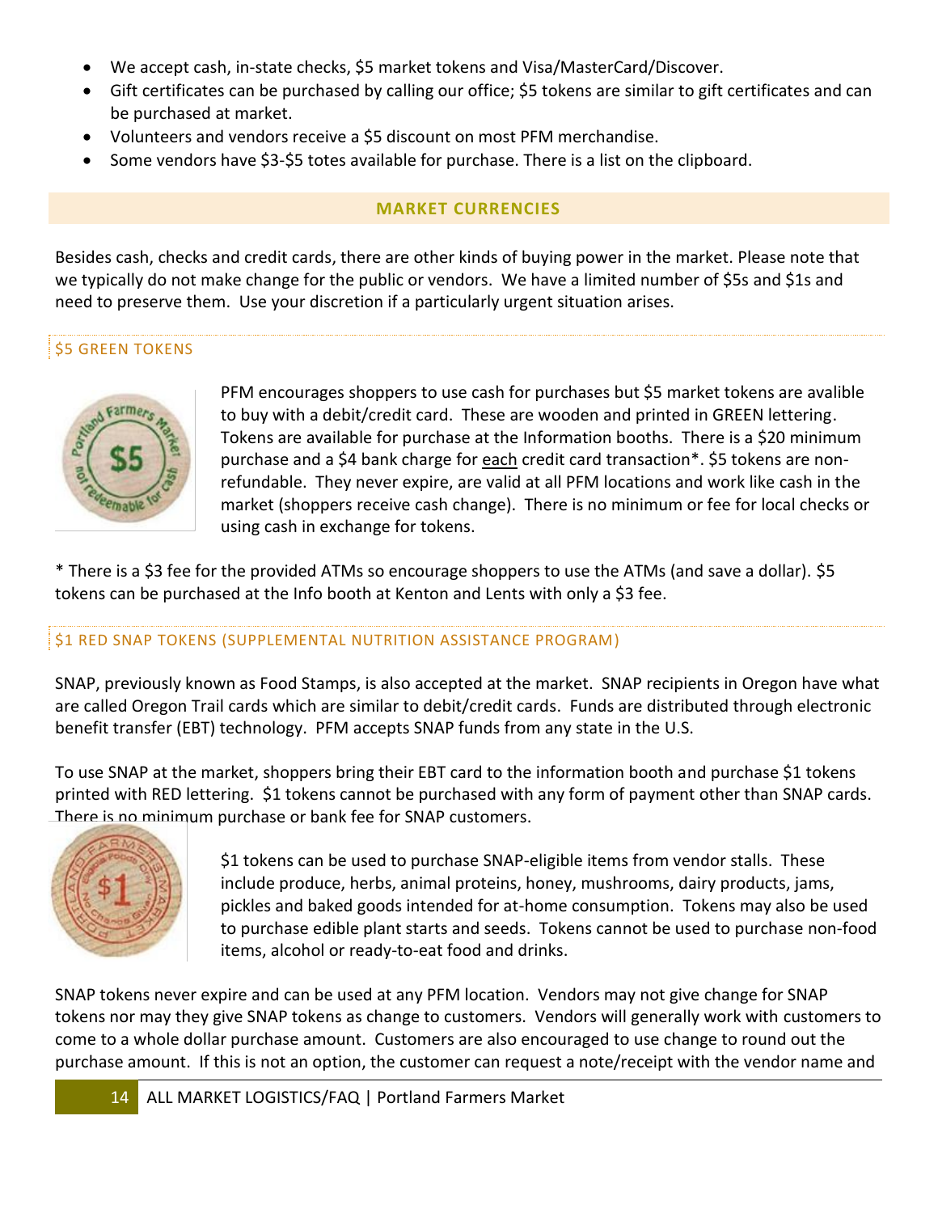- We accept cash, in-state checks, $5 market tokens and Visa/MasterCard/Discover.
- Gift certificates can be purchased by calling our office; $5 tokens are similar to gift certificates and can be purchased at market.
- Volunteers and vendors receive a $5 discount on most PFM merchandise.
- Some vendors have $3-$5 totes available for purchase. There is a list on the clipboard.

## MARKET CURRENCIES

Besides cash, checks and credit cards, there are other kinds of buying power in the market. Please note that we typically do not make change for the public or vendors. We have a limited number of $5s and $1s and need to preserve them. Use your discretion if a particularly urgent situation arises.

### $5 GREEN TOKENS

PFM encourages shoppers to use cash for purchases but $5 market tokens are avalible to buy with a debit/credit card. These are wooden and printed in GREEN lettering. Tokens are available for purchase at the Information booths. There is a $20 minimum purchase and a $4 bank charge for each credit card transaction*. $5 tokens are non-refundable. They never expire, are valid at all PFM locations and work like cash in the market (shoppers receive cash change). There is no minimum or fee for local checks or using cash in exchange for tokens.

* There is a $3 fee for the provided ATMs so encourage shoppers to use the ATMs (and save a dollar). $5 tokens can be purchased at the Info booth at Kenton and Lents with only a $3 fee.

### $1 RED SNAP TOKENS (SUPPLEMENTAL NUTRITION ASSISTANCE PROGRAM)

SNAP, previously known as Food Stamps, is also accepted at the market. SNAP recipients in Oregon have what are called Oregon Trail cards which are similar to debit/credit cards. Funds are distributed through electronic benefit transfer (EBT) technology. PFM accepts SNAP funds from any state in the U.S.

To use SNAP at the market, shoppers bring their EBT card to the information booth and purchase $1 tokens printed with RED lettering. $1 tokens cannot be purchased with any form of payment other than SNAP cards. There is no minimum purchase or bank fee for SNAP customers.

$1 tokens can be used to purchase SNAP-eligible items from vendor stalls. These include produce, herbs, animal proteins, honey, mushrooms, dairy products, jams, pickles and baked goods intended for at-home consumption. Tokens may also be used to purchase edible plant starts and seeds. Tokens cannot be used to purchase non-food items, alcohol or ready-to-eat food and drinks.

SNAP tokens never expire and can be used at any PFM location. Vendors may not give change for SNAP tokens nor may they give SNAP tokens as change to customers. Vendors will generally work with customers to come to a whole dollar purchase amount. Customers are also encouraged to use change to round out the purchase amount. If this is not an option, the customer can request a note/receipt with the vendor name and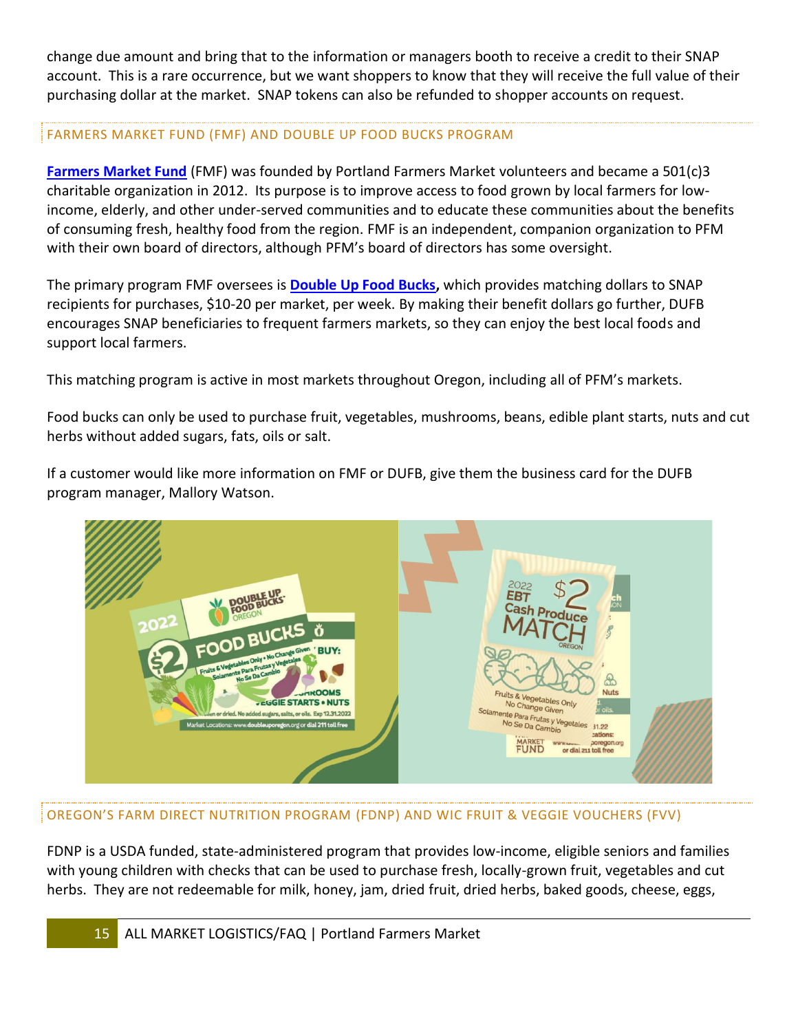change due amount and bring that to the information or managers booth to receive a credit to their SNAP account. This is a rare occurrence, but we want shoppers to know that they will receive the full value of their purchasing dollar at the market. SNAP tokens can also be refunded to shopper accounts on request.

## FARMERS MARKET FUND (FMF) AND DOUBLE UP FOOD BUCKS PROGRAM

**Farmers Market Fund** (FMF) was founded by Portland Farmers Market volunteers and became a 501(c)3 charitable organization in 2012. Its purpose is to improve access to food grown by local farmers for low-income, elderly, and other under-served communities and to educate these communities about the benefits of consuming fresh, healthy food from the region. FMF is an independent, companion organization to PFM with their own board of directors, although PFM's board of directors has some oversight.

The primary program FMF oversees is **Double Up Food Bucks**, which provides matching dollars to SNAP recipients for purchases, $10-20 per market, per week. By making their benefit dollars go further, DUFB encourages SNAP beneficiaries to frequent farmers markets, so they can enjoy the best local foods and support local farmers.

This matching program is active in most markets throughout Oregon, including all of PFM's markets.

Food bucks can only be used to purchase fruit, vegetables, mushrooms, beans, edible plant starts, nuts and cut herbs without added sugars, fats, oils or salt.

If a customer would like more information on FMF or DUFB, give them the business card for the DUFB program manager, Mallory Watson.

## OREGON'S FARM DIRECT NUTRITION PROGRAM (FDNP) AND WIC FRUIT & VEGGIE VOUCHERS (FVV)

FDNP is a USDA funded, state-administered program that provides low-income, eligible seniors and families with young children with checks that can be used to purchase fresh, locally-grown fruit, vegetables and cut herbs. They are not redeemable for milk, honey, jam, dried fruit, dried herbs, baked goods, cheese, eggs,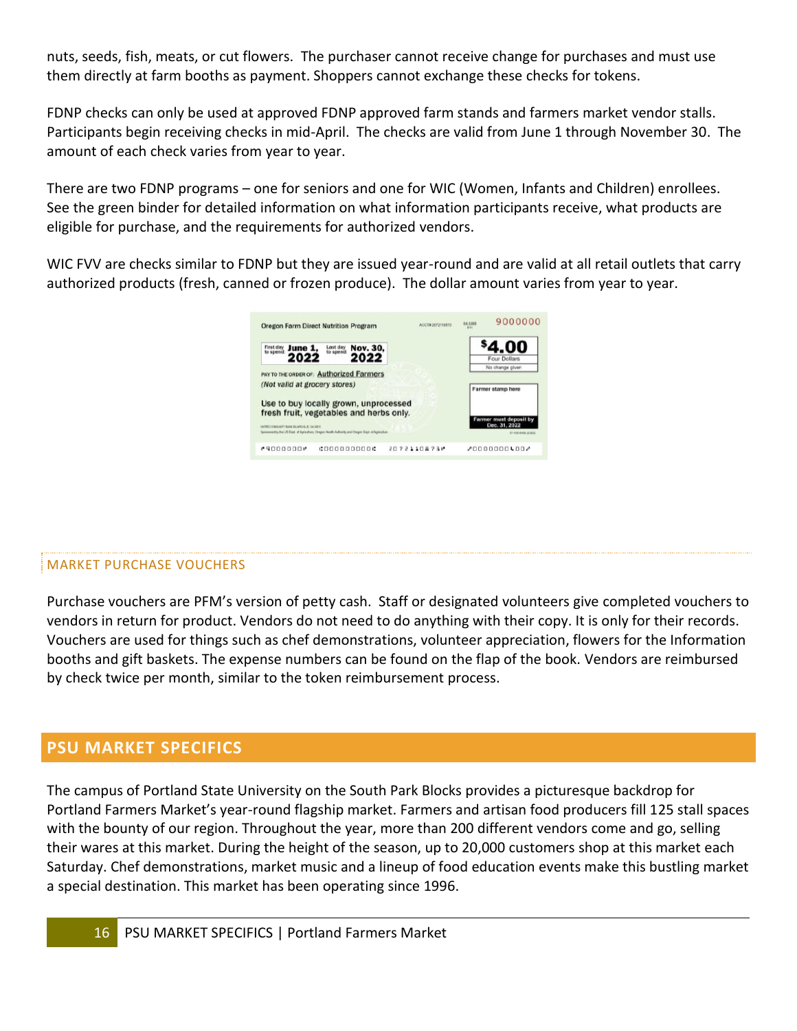nuts, seeds, fish, meats, or cut flowers. The purchaser cannot receive change for purchases and must use them directly at farm booths as payment. Shoppers cannot exchange these checks for tokens.

FDNP checks can only be used at approved FDNP approved farm stands and farmers market vendor stalls. Participants begin receiving checks in mid-April. The checks are valid from June 1 through November 30. The amount of each check varies from year to year.

There are two FDNP programs – one for seniors and one for WIC (Women, Infants and Children) enrollees. See the green binder for detailed information on what information participants receive, what products are eligible for purchase, and the requirements for authorized vendors.

WIC FVV are checks similar to FDNP but they are issued year-round and are valid at all retail outlets that carry authorized products (fresh, canned or frozen produce). The dollar amount varies from year to year.

### MARKET PURCHASE VOUCHERS

Purchase vouchers are PFM's version of petty cash. Staff or designated volunteers give completed vouchers to vendors in return for product. Vendors do not need to do anything with their copy. It is only for their records. Vouchers are used for things such as chef demonstrations, volunteer appreciation, flowers for the Information booths and gift baskets. The expense numbers can be found on the flap of the book. Vendors are reimbursed by check twice per month, similar to the token reimbursement process.

## PSU MARKET SPECIFICS

The campus of Portland State University on the South Park Blocks provides a picturesque backdrop for Portland Farmers Market's year-round flagship market. Farmers and artisan food producers fill 125 stall spaces with the bounty of our region. Throughout the year, more than 200 different vendors come and go, selling their wares at this market. During the height of the season, up to 20,000 customers shop at this market each Saturday. Chef demonstrations, market music and a lineup of food education events make this bustling market a special destination. This market has been operating since 1996.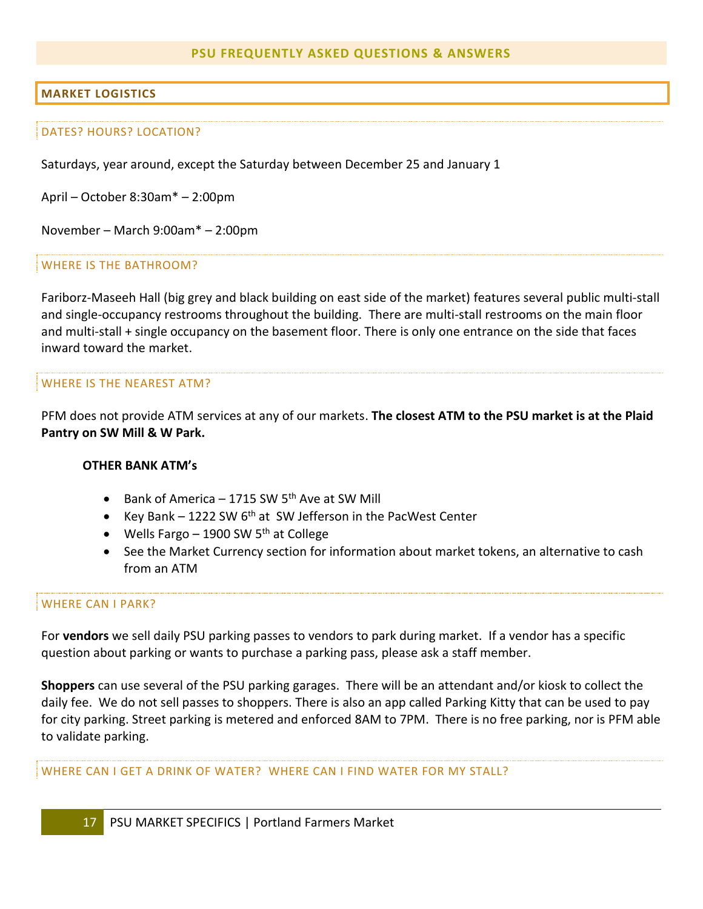# PSU FREQUENTLY ASKED QUESTIONS & ANSWERS

## MARKET LOGISTICS

### DATES? HOURS? LOCATION?

Saturdays, year around, except the Saturday between December 25 and January 1

April – October 8:30am* – 2:00pm

November – March 9:00am* – 2:00pm

### WHERE IS THE BATHROOM?

Fariborz-Maseeh Hall (big grey and black building on east side of the market) features several public multi-stall and single-occupancy restrooms throughout the building. There are multi-stall restrooms on the main floor and multi-stall + single occupancy on the basement floor. There is only one entrance on the side that faces inward toward the market.

### WHERE IS THE NEAREST ATM?

PFM does not provide ATM services at any of our markets. **The closest ATM to the PSU market is at the Plaid Pantry on SW Mill & W Park.**

**OTHER BANK ATM's**

- Bank of America – 1715 SW 5th Ave at SW Mill
- Key Bank – 1222 SW 6th at SW Jefferson in the PacWest Center
- Wells Fargo – 1900 SW 5th at College
- See the Market Currency section for information about market tokens, an alternative to cash from an ATM

### WHERE CAN I PARK?

For **vendors** we sell daily PSU parking passes to vendors to park during market. If a vendor has a specific question about parking or wants to purchase a parking pass, please ask a staff member.

**Shoppers** can use several of the PSU parking garages. There will be an attendant and/or kiosk to collect the daily fee. We do not sell passes to shoppers. There is also an app called Parking Kitty that can be used to pay for city parking. Street parking is metered and enforced 8AM to 7PM. There is no free parking, nor is PFM able to validate parking.

### WHERE CAN I GET A DRINK OF WATER? WHERE CAN I FIND WATER FOR MY STALL?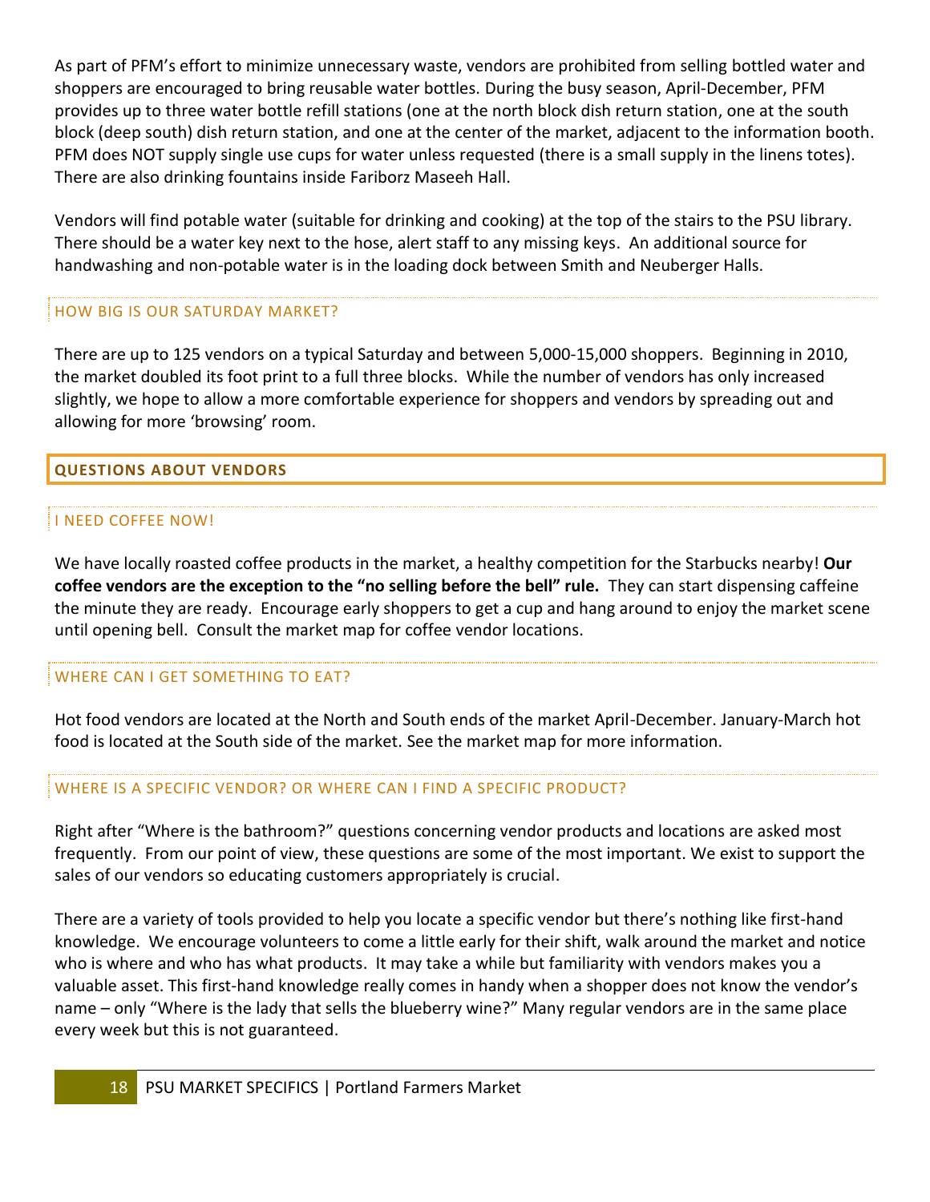As part of PFM's effort to minimize unnecessary waste, vendors are prohibited from selling bottled water and shoppers are encouraged to bring reusable water bottles. During the busy season, April-December, PFM provides up to three water bottle refill stations (one at the north block dish return station, one at the south block (deep south) dish return station, and one at the center of the market, adjacent to the information booth. PFM does NOT supply single use cups for water unless requested (there is a small supply in the linens totes). There are also drinking fountains inside Fariborz Maseeh Hall.

Vendors will find potable water (suitable for drinking and cooking) at the top of the stairs to the PSU library. There should be a water key next to the hose, alert staff to any missing keys. An additional source for handwashing and non-potable water is in the loading dock between Smith and Neuberger Halls.

### HOW BIG IS OUR SATURDAY MARKET?

There are up to 125 vendors on a typical Saturday and between 5,000-15,000 shoppers. Beginning in 2010, the market doubled its foot print to a full three blocks. While the number of vendors has only increased slightly, we hope to allow a more comfortable experience for shoppers and vendors by spreading out and allowing for more 'browsing' room.

## QUESTIONS ABOUT VENDORS

### I NEED COFFEE NOW!

We have locally roasted coffee products in the market, a healthy competition for the Starbucks nearby! **Our coffee vendors are the exception to the "no selling before the bell" rule.** They can start dispensing caffeine the minute they are ready. Encourage early shoppers to get a cup and hang around to enjoy the market scene until opening bell. Consult the market map for coffee vendor locations.

### WHERE CAN I GET SOMETHING TO EAT?

Hot food vendors are located at the North and South ends of the market April-December. January-March hot food is located at the South side of the market. See the market map for more information.

### WHERE IS A SPECIFIC VENDOR? OR WHERE CAN I FIND A SPECIFIC PRODUCT?

Right after "Where is the bathroom?" questions concerning vendor products and locations are asked most frequently. From our point of view, these questions are some of the most important. We exist to support the sales of our vendors so educating customers appropriately is crucial.

There are a variety of tools provided to help you locate a specific vendor but there's nothing like first-hand knowledge. We encourage volunteers to come a little early for their shift, walk around the market and notice who is where and who has what products. It may take a while but familiarity with vendors makes you a valuable asset. This first-hand knowledge really comes in handy when a shopper does not know the vendor's name – only "Where is the lady that sells the blueberry wine?" Many regular vendors are in the same place every week but this is not guaranteed.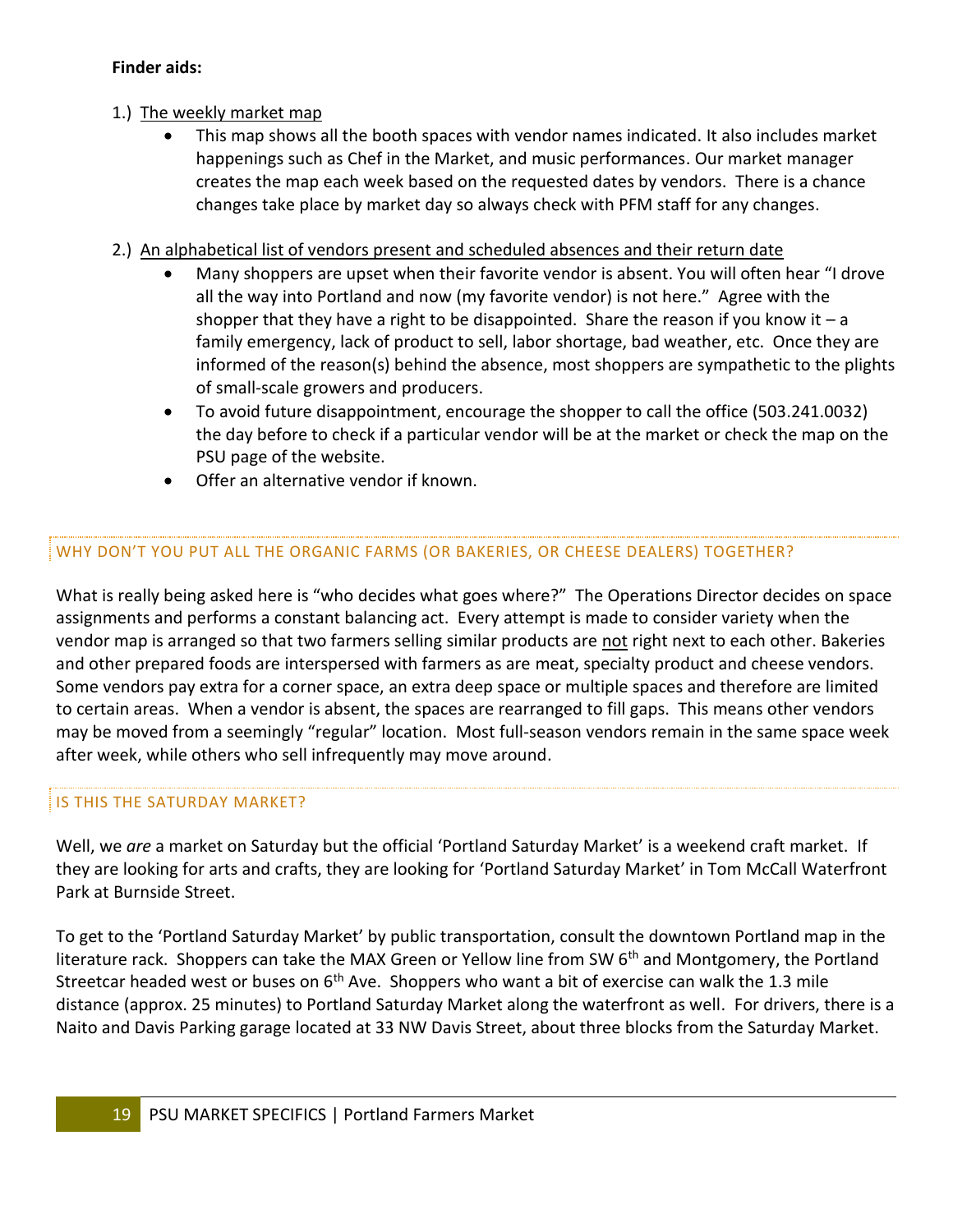**Finder aids:**

1.) The weekly market map

- This map shows all the booth spaces with vendor names indicated. It also includes market happenings such as Chef in the Market, and music performances. Our market manager creates the map each week based on the requested dates by vendors. There is a chance changes take place by market day so always check with PFM staff for any changes.

2.) An alphabetical list of vendors present and scheduled absences and their return date

- Many shoppers are upset when their favorite vendor is absent. You will often hear "I drove all the way into Portland and now (my favorite vendor) is not here." Agree with the shopper that they have a right to be disappointed. Share the reason if you know it – a family emergency, lack of product to sell, labor shortage, bad weather, etc. Once they are informed of the reason(s) behind the absence, most shoppers are sympathetic to the plights of small-scale growers and producers.
- To avoid future disappointment, encourage the shopper to call the office (503.241.0032) the day before to check if a particular vendor will be at the market or check the map on the PSU page of the website.
- Offer an alternative vendor if known.

## WHY DON'T YOU PUT ALL THE ORGANIC FARMS (OR BAKERIES, OR CHEESE DEALERS) TOGETHER?

What is really being asked here is "who decides what goes where?" The Operations Director decides on space assignments and performs a constant balancing act. Every attempt is made to consider variety when the vendor map is arranged so that two farmers selling similar products are not right next to each other. Bakeries and other prepared foods are interspersed with farmers as are meat, specialty product and cheese vendors. Some vendors pay extra for a corner space, an extra deep space or multiple spaces and therefore are limited to certain areas. When a vendor is absent, the spaces are rearranged to fill gaps. This means other vendors may be moved from a seemingly "regular" location. Most full-season vendors remain in the same space week after week, while others who sell infrequently may move around.

## IS THIS THE SATURDAY MARKET?

Well, we *are* a market on Saturday but the official 'Portland Saturday Market' is a weekend craft market. If they are looking for arts and crafts, they are looking for 'Portland Saturday Market' in Tom McCall Waterfront Park at Burnside Street.

To get to the 'Portland Saturday Market' by public transportation, consult the downtown Portland map in the literature rack. Shoppers can take the MAX Green or Yellow line from SW 6th and Montgomery, the Portland Streetcar headed west or buses on 6th Ave. Shoppers who want a bit of exercise can walk the 1.3 mile distance (approx. 25 minutes) to Portland Saturday Market along the waterfront as well. For drivers, there is a Naito and Davis Parking garage located at 33 NW Davis Street, about three blocks from the Saturday Market.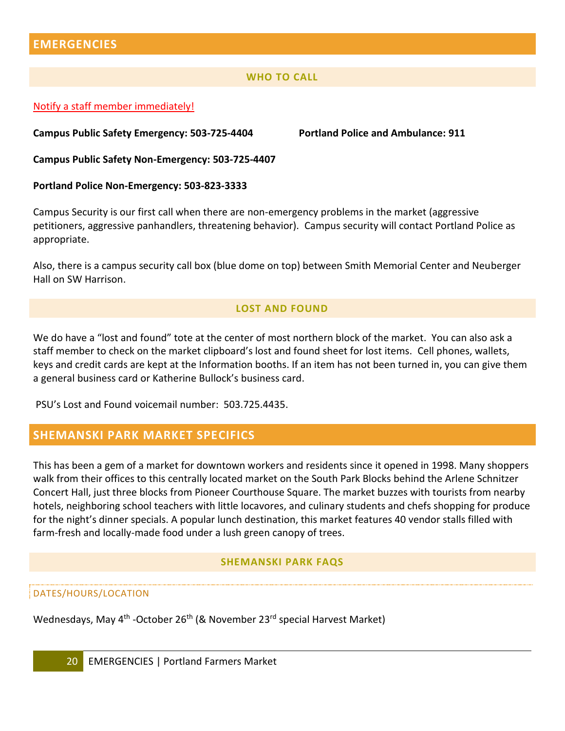## EMERGENCIES

### WHO TO CALL

Notify a staff member immediately!

**Campus Public Safety Emergency: 503-725-4404**

**Portland Police and Ambulance: 911**

**Campus Public Safety Non-Emergency: 503-725-4407**

**Portland Police Non-Emergency: 503-823-3333**

Campus Security is our first call when there are non-emergency problems in the market (aggressive petitioners, aggressive panhandlers, threatening behavior). Campus security will contact Portland Police as appropriate.

Also, there is a campus security call box (blue dome on top) between Smith Memorial Center and Neuberger Hall on SW Harrison.

### LOST AND FOUND

We do have a "lost and found" tote at the center of most northern block of the market. You can also ask a staff member to check on the market clipboard's lost and found sheet for lost items. Cell phones, wallets, keys and credit cards are kept at the Information booths. If an item has not been turned in, you can give them a general business card or Katherine Bullock's business card.

PSU's Lost and Found voicemail number: 503.725.4435.

## SHEMANSKI PARK MARKET SPECIFICS

This has been a gem of a market for downtown workers and residents since it opened in 1998. Many shoppers walk from their offices to this centrally located market on the South Park Blocks behind the Arlene Schnitzer Concert Hall, just three blocks from Pioneer Courthouse Square. The market buzzes with tourists from nearby hotels, neighboring school teachers with little locavores, and culinary students and chefs shopping for produce for the night's dinner specials. A popular lunch destination, this market features 40 vendor stalls filled with farm-fresh and locally-made food under a lush green canopy of trees.

### SHEMANSKI PARK FAQS

#### DATES/HOURS/LOCATION

Wednesdays, May 4th -October 26th (& November 23rd special Harvest Market)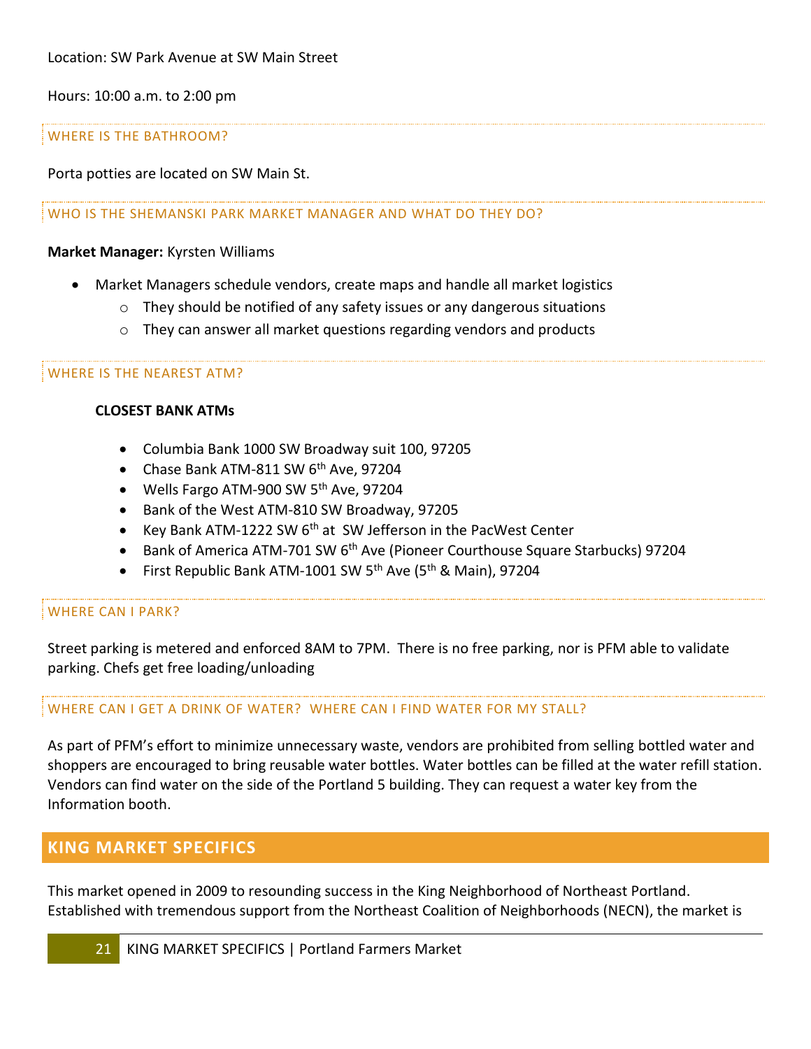Location: SW Park Avenue at SW Main Street

Hours: 10:00 a.m. to 2:00 pm

### WHERE IS THE BATHROOM?

Porta potties are located on SW Main St.

### WHO IS THE SHEMANSKI PARK MARKET MANAGER AND WHAT DO THEY DO?

**Market Manager:** Kyrsten Williams

- Market Managers schedule vendors, create maps and handle all market logistics
  - They should be notified of any safety issues or any dangerous situations
  - They can answer all market questions regarding vendors and products

### WHERE IS THE NEAREST ATM?

**CLOSEST BANK ATMs**

- Columbia Bank 1000 SW Broadway suit 100, 97205
- Chase Bank ATM-811 SW 6th Ave, 97204
- Wells Fargo ATM-900 SW 5th Ave, 97204
- Bank of the West ATM-810 SW Broadway, 97205
- Key Bank ATM-1222 SW 6th at SW Jefferson in the PacWest Center
- Bank of America ATM-701 SW 6th Ave (Pioneer Courthouse Square Starbucks) 97204
- First Republic Bank ATM-1001 SW 5th Ave (5th & Main), 97204

### WHERE CAN I PARK?

Street parking is metered and enforced 8AM to 7PM. There is no free parking, nor is PFM able to validate parking. Chefs get free loading/unloading

### WHERE CAN I GET A DRINK OF WATER? WHERE CAN I FIND WATER FOR MY STALL?

As part of PFM's effort to minimize unnecessary waste, vendors are prohibited from selling bottled water and shoppers are encouraged to bring reusable water bottles. Water bottles can be filled at the water refill station. Vendors can find water on the side of the Portland 5 building. They can request a water key from the Information booth.

## KING MARKET SPECIFICS

This market opened in 2009 to resounding success in the King Neighborhood of Northeast Portland. Established with tremendous support from the Northeast Coalition of Neighborhoods (NECN), the market is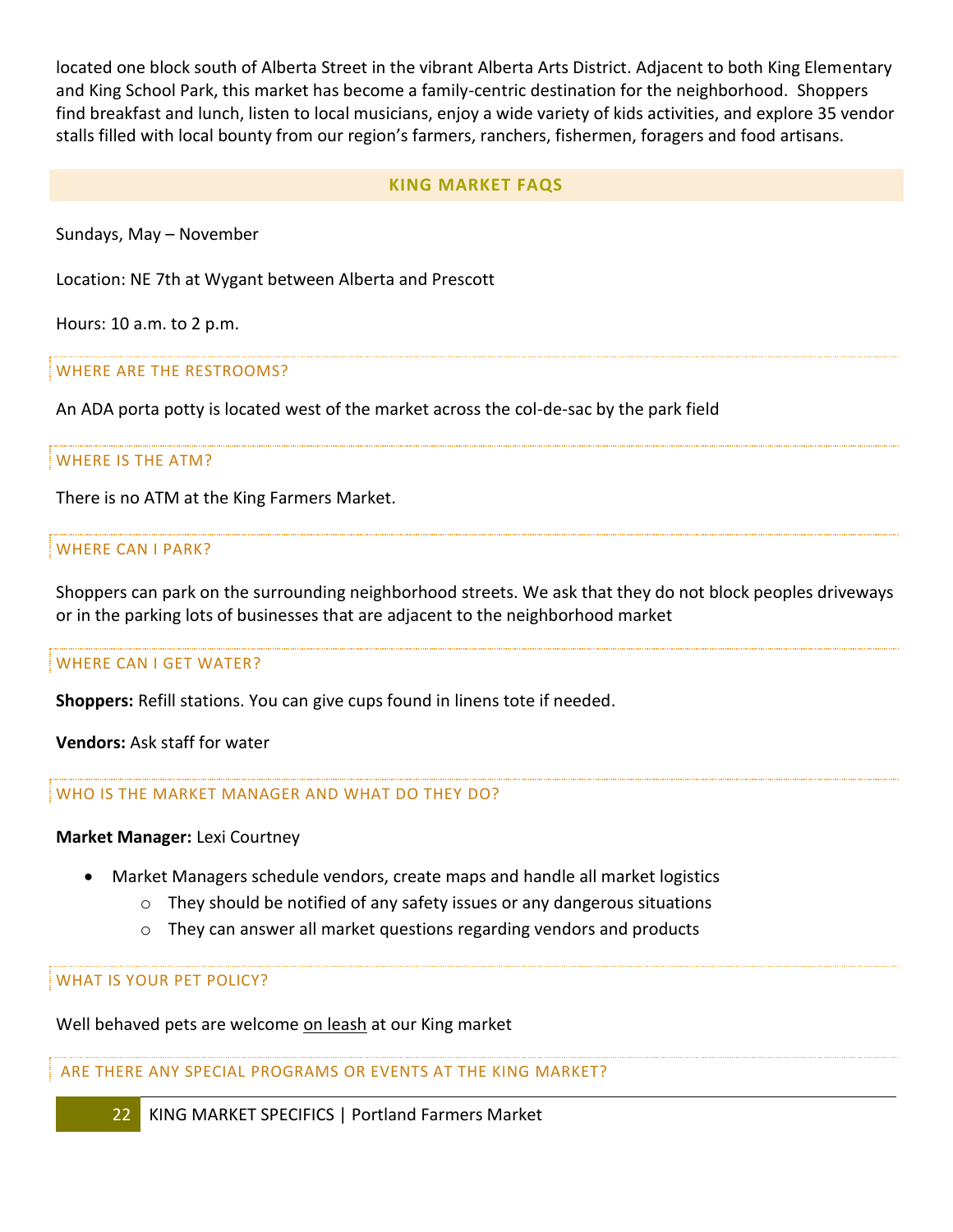located one block south of Alberta Street in the vibrant Alberta Arts District. Adjacent to both King Elementary and King School Park, this market has become a family-centric destination for the neighborhood. Shoppers find breakfast and lunch, listen to local musicians, enjoy a wide variety of kids activities, and explore 35 vendor stalls filled with local bounty from our region's farmers, ranchers, fishermen, foragers and food artisans.

## KING MARKET FAQS

Sundays, May – November

Location: NE 7th at Wygant between Alberta and Prescott

Hours: 10 a.m. to 2 p.m.

### WHERE ARE THE RESTROOMS?

An ADA porta potty is located west of the market across the col-de-sac by the park field

### WHERE IS THE ATM?

There is no ATM at the King Farmers Market.

### WHERE CAN I PARK?

Shoppers can park on the surrounding neighborhood streets. We ask that they do not block peoples driveways or in the parking lots of businesses that are adjacent to the neighborhood market

### WHERE CAN I GET WATER?

**Shoppers:** Refill stations. You can give cups found in linens tote if needed.

**Vendors:** Ask staff for water

### WHO IS THE MARKET MANAGER AND WHAT DO THEY DO?

**Market Manager:** Lexi Courtney

- Market Managers schedule vendors, create maps and handle all market logistics
  - They should be notified of any safety issues or any dangerous situations
  - They can answer all market questions regarding vendors and products

### WHAT IS YOUR PET POLICY?

Well behaved pets are welcome on leash at our King market

### ARE THERE ANY SPECIAL PROGRAMS OR EVENTS AT THE KING MARKET?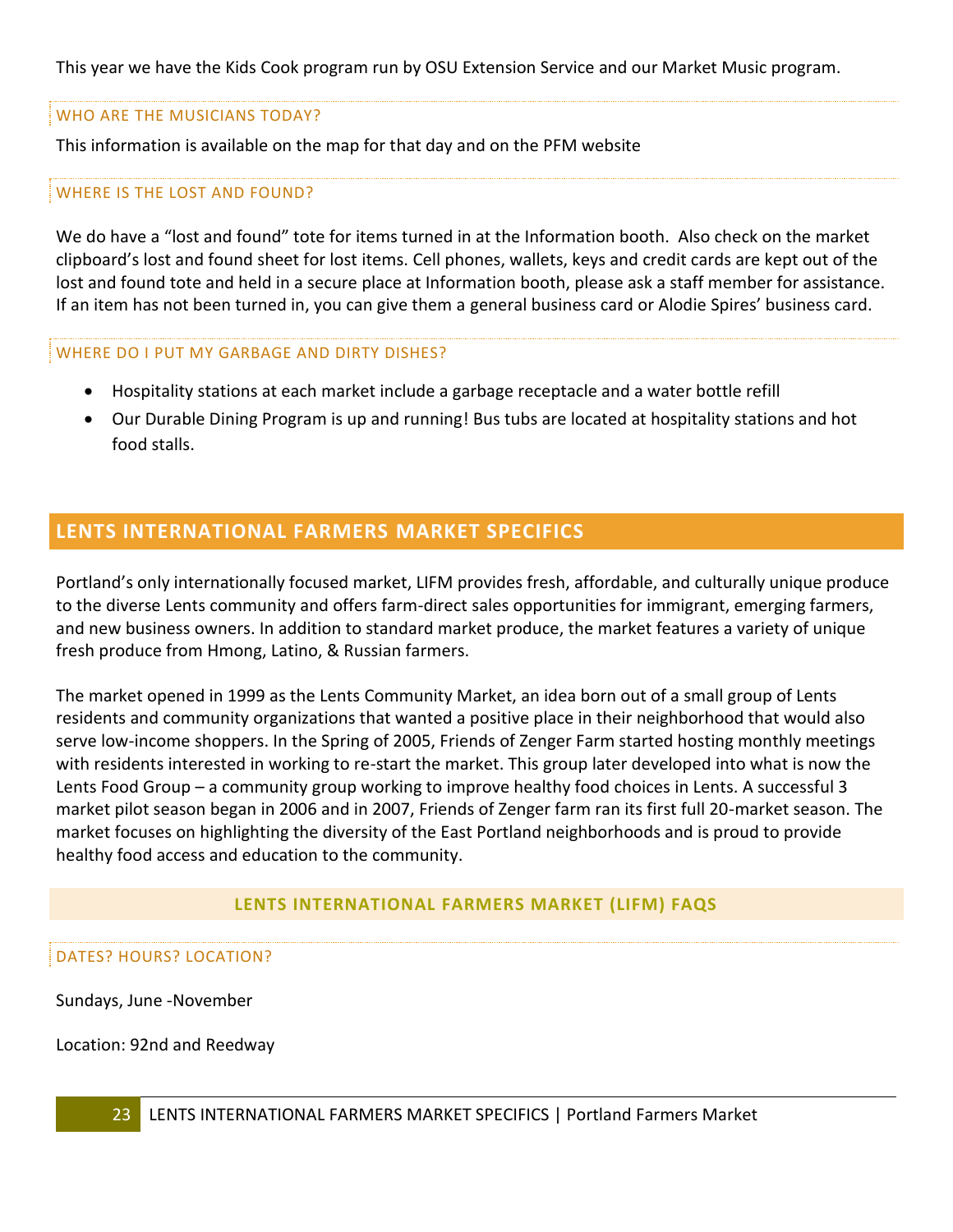This year we have the Kids Cook program run by OSU Extension Service and our Market Music program.

### WHO ARE THE MUSICIANS TODAY?

This information is available on the map for that day and on the PFM website

### WHERE IS THE LOST AND FOUND?

We do have a "lost and found" tote for items turned in at the Information booth. Also check on the market clipboard's lost and found sheet for lost items. Cell phones, wallets, keys and credit cards are kept out of the lost and found tote and held in a secure place at Information booth, please ask a staff member for assistance. If an item has not been turned in, you can give them a general business card or Alodie Spires' business card.

### WHERE DO I PUT MY GARBAGE AND DIRTY DISHES?

- Hospitality stations at each market include a garbage receptacle and a water bottle refill
- Our Durable Dining Program is up and running! Bus tubs are located at hospitality stations and hot food stalls.

## LENTS INTERNATIONAL FARMERS MARKET SPECIFICS

Portland's only internationally focused market, LIFM provides fresh, affordable, and culturally unique produce to the diverse Lents community and offers farm-direct sales opportunities for immigrant, emerging farmers, and new business owners. In addition to standard market produce, the market features a variety of unique fresh produce from Hmong, Latino, & Russian farmers.

The market opened in 1999 as the Lents Community Market, an idea born out of a small group of Lents residents and community organizations that wanted a positive place in their neighborhood that would also serve low-income shoppers. In the Spring of 2005, Friends of Zenger Farm started hosting monthly meetings with residents interested in working to re-start the market. This group later developed into what is now the Lents Food Group – a community group working to improve healthy food choices in Lents. A successful 3 market pilot season began in 2006 and in 2007, Friends of Zenger farm ran its first full 20-market season. The market focuses on highlighting the diversity of the East Portland neighborhoods and is proud to provide healthy food access and education to the community.

## LENTS INTERNATIONAL FARMERS MARKET (LIFM) FAQS

### DATES? HOURS? LOCATION?

Sundays, June -November

Location: 92nd and Reedway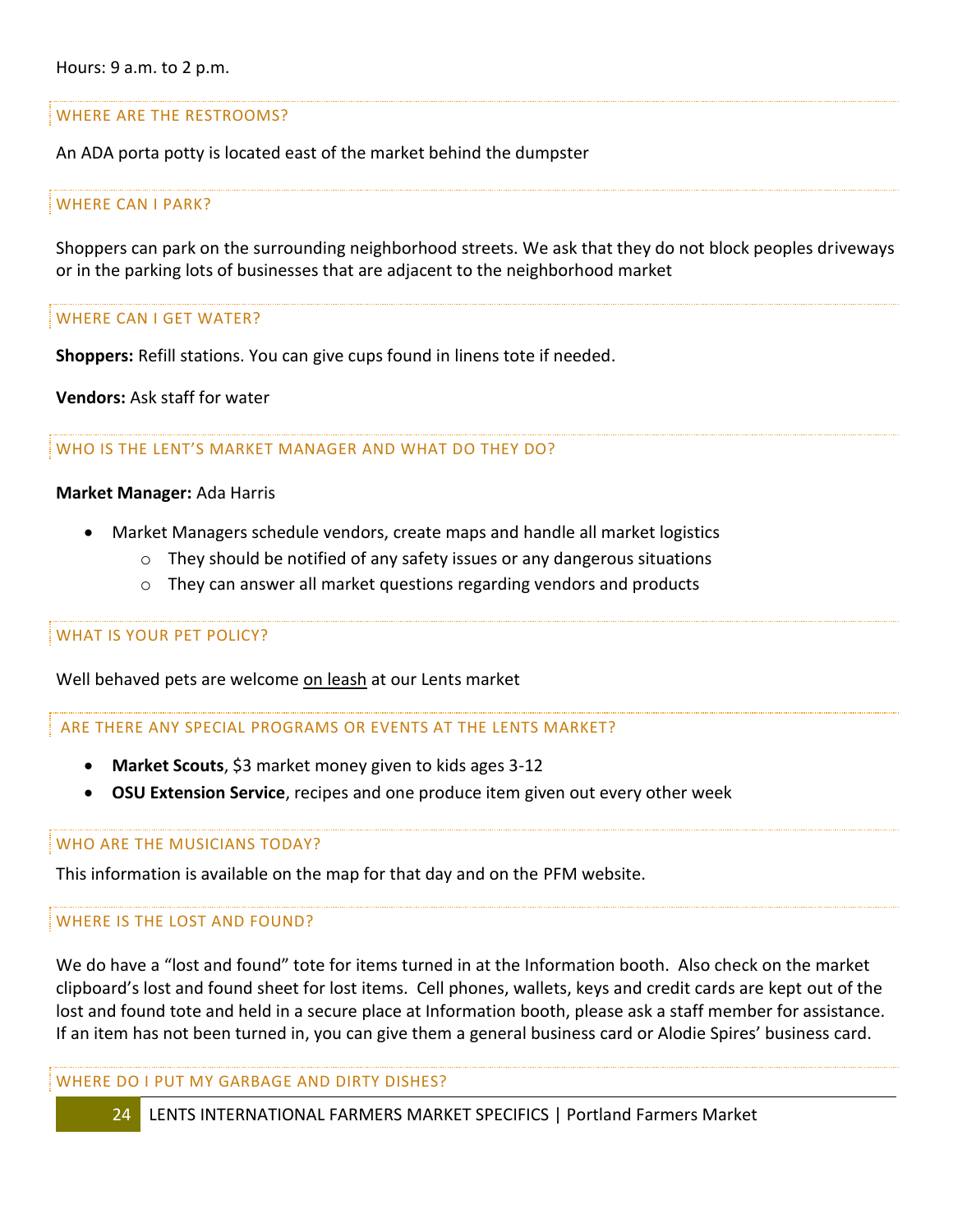Hours: 9 a.m. to 2 p.m.

### WHERE ARE THE RESTROOMS?

An ADA porta potty is located east of the market behind the dumpster

### WHERE CAN I PARK?

Shoppers can park on the surrounding neighborhood streets. We ask that they do not block peoples driveways or in the parking lots of businesses that are adjacent to the neighborhood market

### WHERE CAN I GET WATER?

**Shoppers:** Refill stations. You can give cups found in linens tote if needed.

**Vendors:** Ask staff for water

### WHO IS THE LENT'S MARKET MANAGER AND WHAT DO THEY DO?

**Market Manager:** Ada Harris

- Market Managers schedule vendors, create maps and handle all market logistics
  - They should be notified of any safety issues or any dangerous situations
  - They can answer all market questions regarding vendors and products

### WHAT IS YOUR PET POLICY?

Well behaved pets are welcome <u>on leash</u> at our Lents market

### ARE THERE ANY SPECIAL PROGRAMS OR EVENTS AT THE LENTS MARKET?

- **Market Scouts**, $3 market money given to kids ages 3-12
- **OSU Extension Service**, recipes and one produce item given out every other week

### WHO ARE THE MUSICIANS TODAY?

This information is available on the map for that day and on the PFM website.

### WHERE IS THE LOST AND FOUND?

We do have a "lost and found" tote for items turned in at the Information booth. Also check on the market clipboard's lost and found sheet for lost items. Cell phones, wallets, keys and credit cards are kept out of the lost and found tote and held in a secure place at Information booth, please ask a staff member for assistance. If an item has not been turned in, you can give them a general business card or Alodie Spires' business card.

### WHERE DO I PUT MY GARBAGE AND DIRTY DISHES?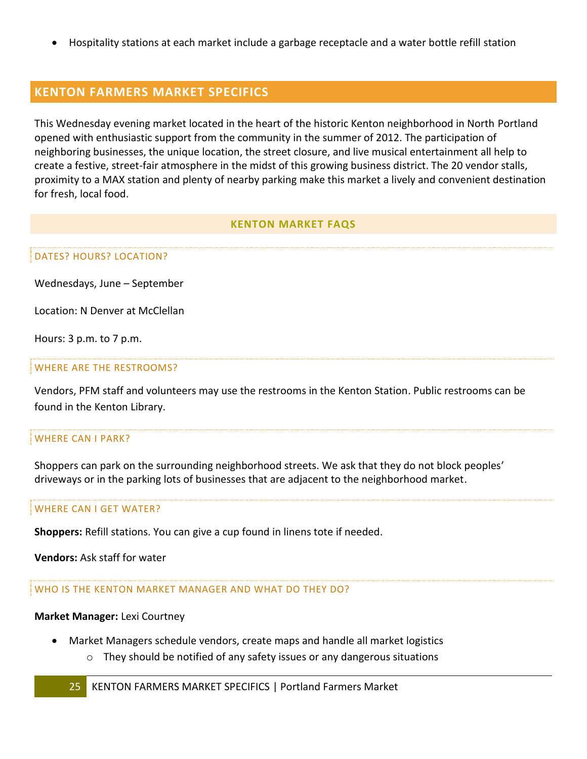- Hospitality stations at each market include a garbage receptacle and a water bottle refill station

## KENTON FARMERS MARKET SPECIFICS

This Wednesday evening market located in the heart of the historic Kenton neighborhood in North Portland opened with enthusiastic support from the community in the summer of 2012. The participation of neighboring businesses, the unique location, the street closure, and live musical entertainment all help to create a festive, street-fair atmosphere in the midst of this growing business district. The 20 vendor stalls, proximity to a MAX station and plenty of nearby parking make this market a lively and convenient destination for fresh, local food.

### KENTON MARKET FAQS

#### DATES? HOURS? LOCATION?

Wednesdays, June – September

Location: N Denver at McClellan

Hours: 3 p.m. to 7 p.m.

#### WHERE ARE THE RESTROOMS?

Vendors, PFM staff and volunteers may use the restrooms in the Kenton Station. Public restrooms can be found in the Kenton Library.

#### WHERE CAN I PARK?

Shoppers can park on the surrounding neighborhood streets. We ask that they do not block peoples' driveways or in the parking lots of businesses that are adjacent to the neighborhood market.

#### WHERE CAN I GET WATER?

**Shoppers:** Refill stations. You can give a cup found in linens tote if needed.

**Vendors:** Ask staff for water

#### WHO IS THE KENTON MARKET MANAGER AND WHAT DO THEY DO?

**Market Manager:** Lexi Courtney

- Market Managers schedule vendors, create maps and handle all market logistics
  - They should be notified of any safety issues or any dangerous situations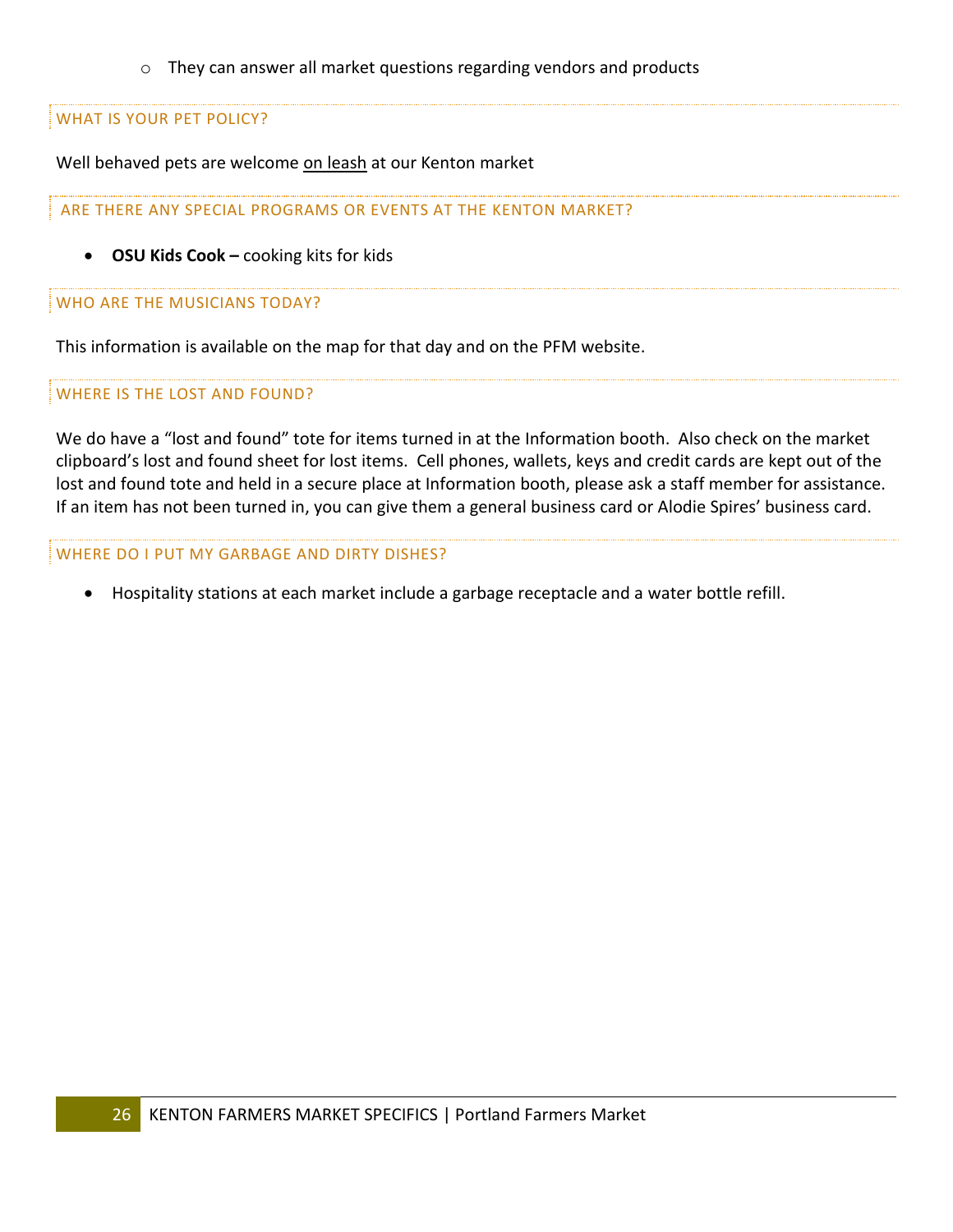- They can answer all market questions regarding vendors and products

### WHAT IS YOUR PET POLICY?

Well behaved pets are welcome on leash at our Kenton market

### ARE THERE ANY SPECIAL PROGRAMS OR EVENTS AT THE KENTON MARKET?

- **OSU Kids Cook –** cooking kits for kids

### WHO ARE THE MUSICIANS TODAY?

This information is available on the map for that day and on the PFM website.

### WHERE IS THE LOST AND FOUND?

We do have a "lost and found" tote for items turned in at the Information booth. Also check on the market clipboard's lost and found sheet for lost items. Cell phones, wallets, keys and credit cards are kept out of the lost and found tote and held in a secure place at Information booth, please ask a staff member for assistance. If an item has not been turned in, you can give them a general business card or Alodie Spires' business card.

### WHERE DO I PUT MY GARBAGE AND DIRTY DISHES?

- Hospitality stations at each market include a garbage receptacle and a water bottle refill.